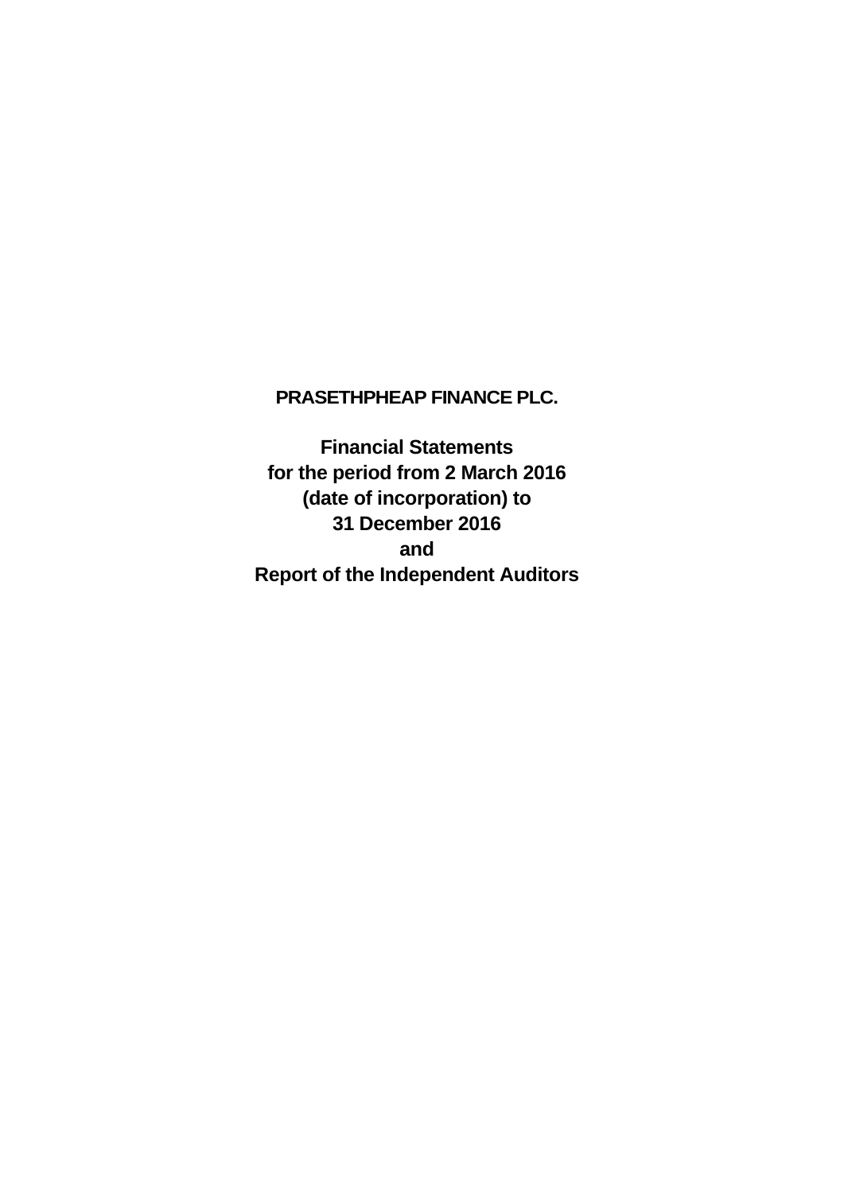# PRASETHPHEAP FINANCE PLC.

**Financial Statements**
**for the period from 2 March 2016**
**(date of incorporation) to**
**31 December 2016**
**and**
**Report of the Independent Auditors**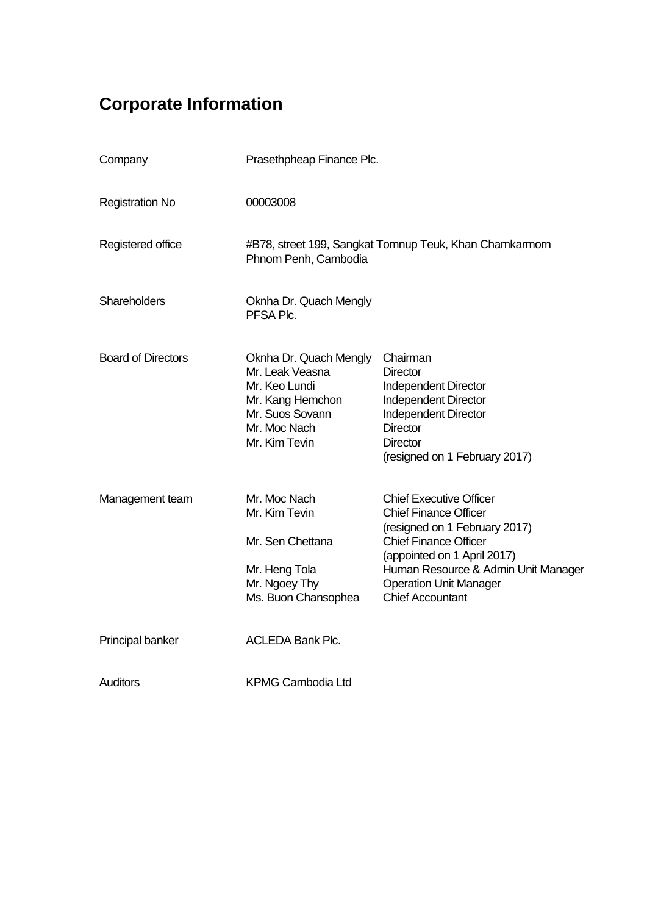# Corporate Information

| | | |
|---|---|---|
| Company | Prasethpheap Finance Plc. | |
| Registration No | 00003008 | |
| Registered office | #B78, street 199, Sangkat Tomnup Teuk, Khan Chamkarmorn Phnom Penh, Cambodia | |
| Shareholders | Oknha Dr. Quach Mengly<br>PFSA Plc. | |
| Board of Directors | Oknha Dr. Quach Mengly | Chairman |
| | Mr. Leak Veasna | Director |
| | Mr. Keo Lundi | Independent Director |
| | Mr. Kang Hemchon | Independent Director |
| | Mr. Suos Sovann | Independent Director |
| | Mr. Moc Nach | Director |
| | Mr. Kim Tevin | Director<br>(resigned on 1 February 2017) |
| Management team | Mr. Moc Nach | Chief Executive Officer |
| | Mr. Kim Tevin | Chief Finance Officer<br>(resigned on 1 February 2017) |
| | Mr. Sen Chettana | Chief Finance Officer<br>(appointed on 1 April 2017) |
| | Mr. Heng Tola | Human Resource & Admin Unit Manager |
| | Mr. Ngoey Thy | Operation Unit Manager |
| | Ms. Buon Chansophea | Chief Accountant |
| Principal banker | ACLEDA Bank Plc. | |
| Auditors | KPMG Cambodia Ltd | |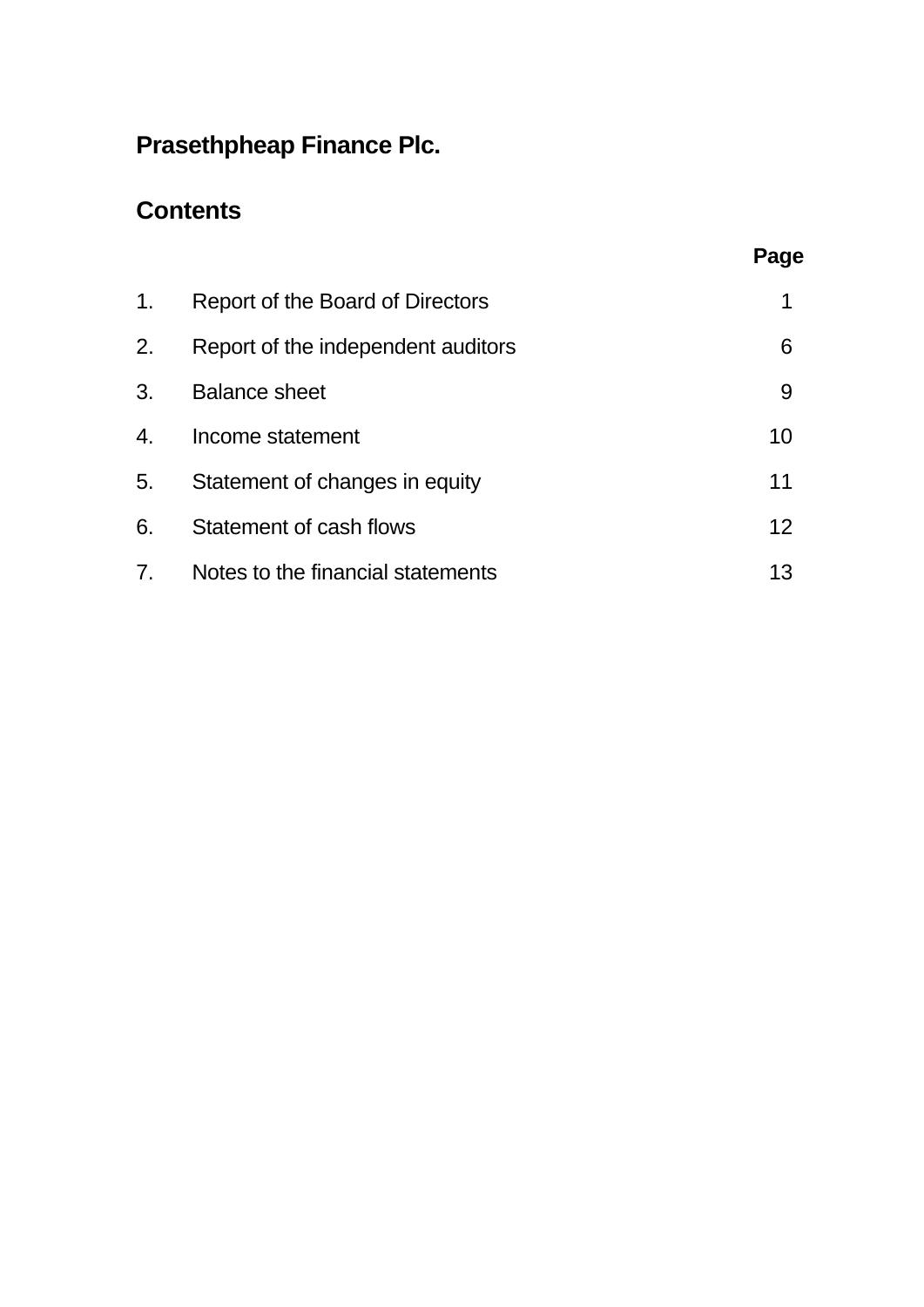# Prasethpheap Finance Plc.

## Contents

| | | Page |
|---|---|---|
| 1. | Report of the Board of Directors | 1 |
| 2. | Report of the independent auditors | 6 |
| 3. | Balance sheet | 9 |
| 4. | Income statement | 10 |
| 5. | Statement of changes in equity | 11 |
| 6. | Statement of cash flows | 12 |
| 7. | Notes to the financial statements | 13 |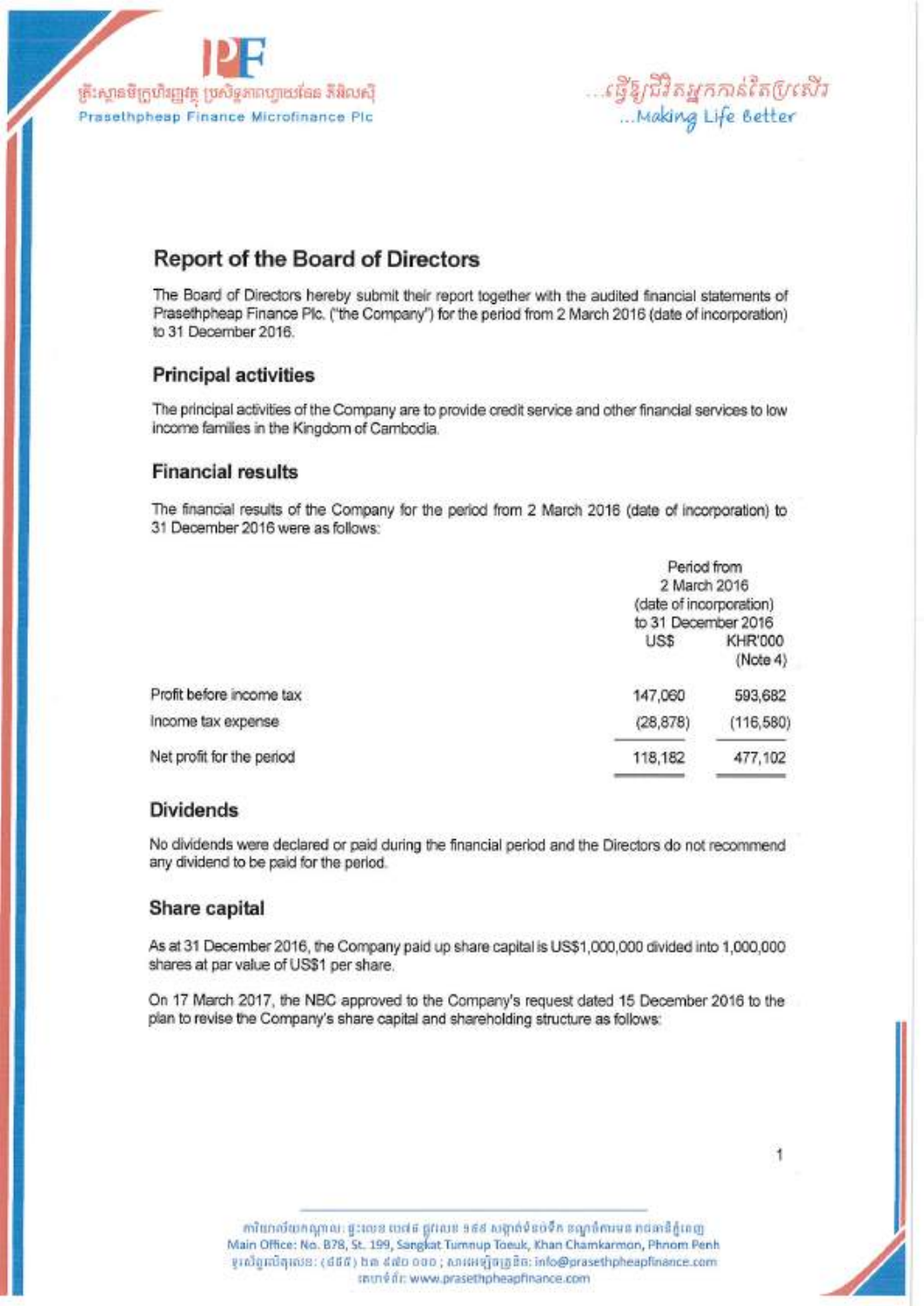## Report of the Board of Directors

The Board of Directors hereby submit their report together with the audited financial statements of Prasethpheap Finance Plc. ("the Company") for the period from 2 March 2016 (date of incorporation) to 31 December 2016.

### Principal activities

The principal activities of the Company are to provide credit service and other financial services to low income families in the Kingdom of Cambodia.

### Financial results

The financial results of the Company for the period from 2 March 2016 (date of incorporation) to 31 December 2016 were as follows:

| | Period from 2 March 2016 (date of incorporation) to 31 December 2016 | |
|---|---|---|
| | US$ | KHR'000 (Note 4) |
| Profit before income tax | 147,060 | 593,682 |
| Income tax expense | (28,878) | (116,580) |
| Net profit for the period | 118,182 | 477,102 |

### Dividends

No dividends were declared or paid during the financial period and the Directors do not recommend any dividend to be paid for the period.

### Share capital

As at 31 December 2016, the Company paid up share capital is US$1,000,000 divided into 1,000,000 shares at par value of US$1 per share.

On 17 March 2017, the NBC approved to the Company's request dated 15 December 2016 to the plan to revise the Company's share capital and shareholding structure as follows: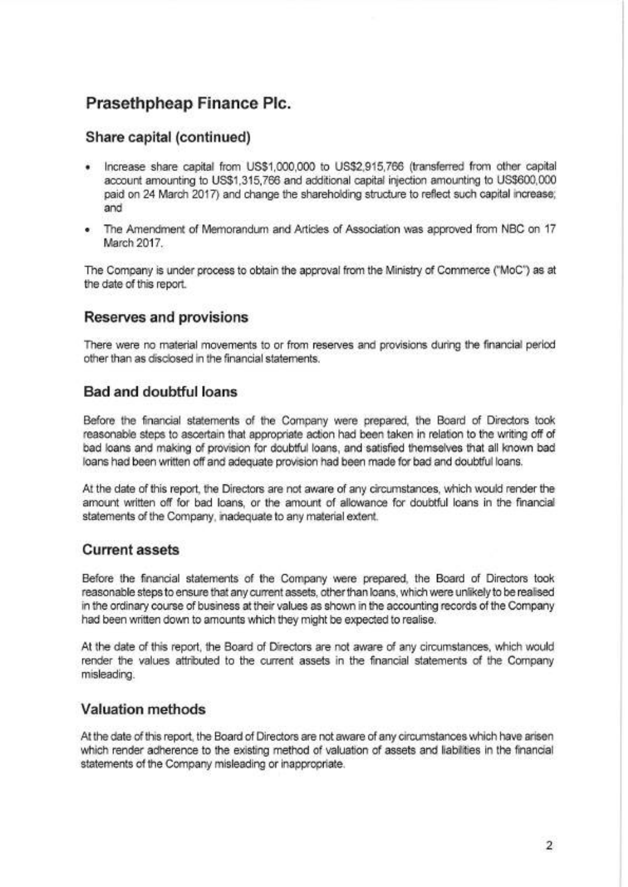# Prasethpheap Finance Plc.

## Share capital (continued)

- Increase share capital from US$1,000,000 to US$2,915,766 (transferred from other capital account amounting to US$1,315,766 and additional capital injection amounting to US$600,000 paid on 24 March 2017) and change the shareholding structure to reflect such capital increase; and
- The Amendment of Memorandum and Articles of Association was approved from NBC on 17 March 2017.

The Company is under process to obtain the approval from the Ministry of Commerce ("MoC") as at the date of this report.

## Reserves and provisions

There were no material movements to or from reserves and provisions during the financial period other than as disclosed in the financial statements.

## Bad and doubtful loans

Before the financial statements of the Company were prepared, the Board of Directors took reasonable steps to ascertain that appropriate action had been taken in relation to the writing off of bad loans and making of provision for doubtful loans, and satisfied themselves that all known bad loans had been written off and adequate provision had been made for bad and doubtful loans.

At the date of this report, the Directors are not aware of any circumstances, which would render the amount written off for bad loans, or the amount of allowance for doubtful loans in the financial statements of the Company, inadequate to any material extent.

## Current assets

Before the financial statements of the Company were prepared, the Board of Directors took reasonable steps to ensure that any current assets, other than loans, which were unlikely to be realised in the ordinary course of business at their values as shown in the accounting records of the Company had been written down to amounts which they might be expected to realise.

At the date of this report, the Board of Directors are not aware of any circumstances, which would render the values attributed to the current assets in the financial statements of the Company misleading.

## Valuation methods

At the date of this report, the Board of Directors are not aware of any circumstances which have arisen which render adherence to the existing method of valuation of assets and liabilities in the financial statements of the Company misleading or inappropriate.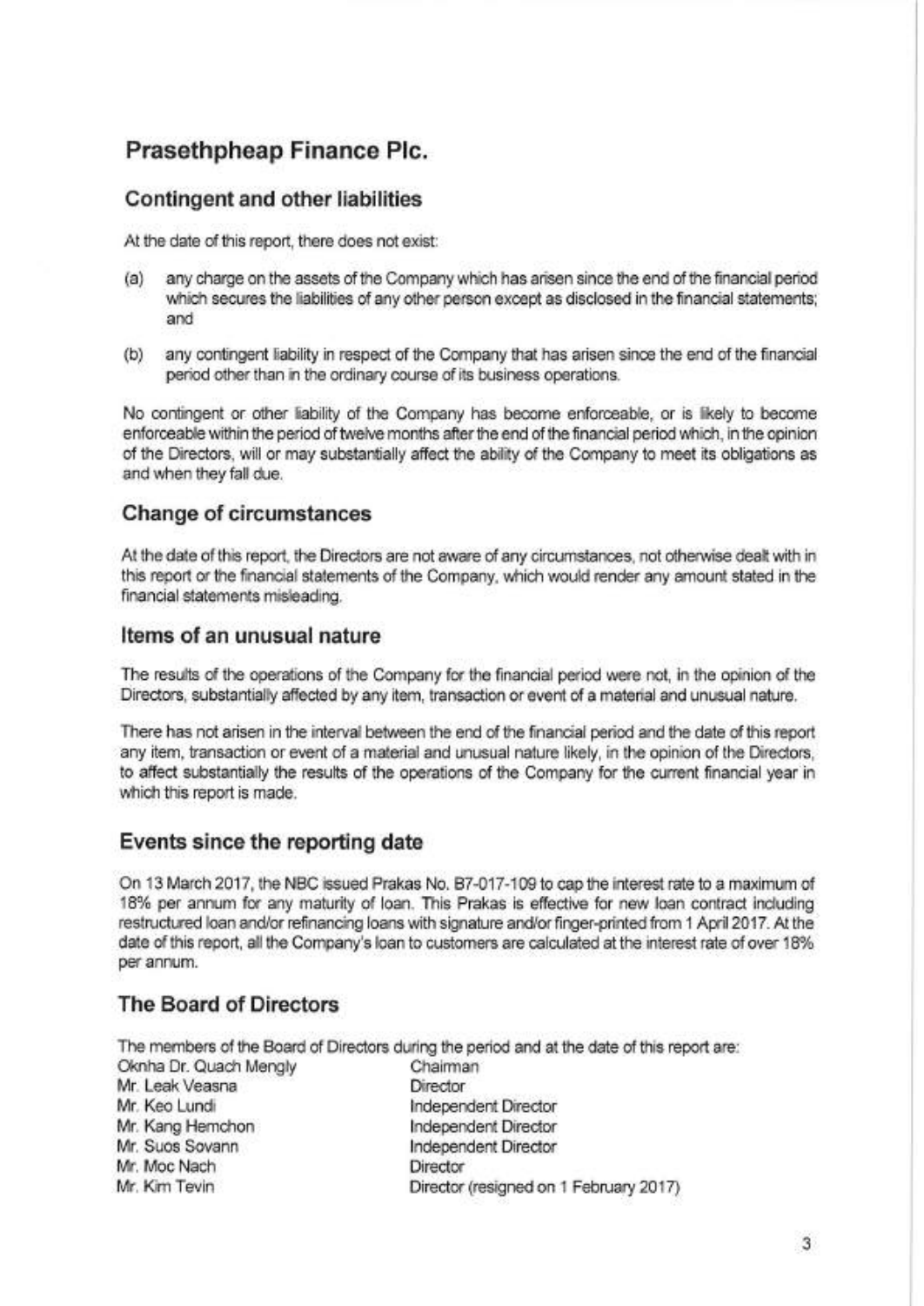# Prasethpheap Finance Plc.

## Contingent and other liabilities

At the date of this report, there does not exist:

(a) any charge on the assets of the Company which has arisen since the end of the financial period which secures the liabilities of any other person except as disclosed in the financial statements; and

(b) any contingent liability in respect of the Company that has arisen since the end of the financial period other than in the ordinary course of its business operations.

No contingent or other liability of the Company has become enforceable, or is likely to become enforceable within the period of twelve months after the end of the financial period which, in the opinion of the Directors, will or may substantially affect the ability of the Company to meet its obligations as and when they fall due.

## Change of circumstances

At the date of this report, the Directors are not aware of any circumstances, not otherwise dealt with in this report or the financial statements of the Company, which would render any amount stated in the financial statements misleading.

## Items of an unusual nature

The results of the operations of the Company for the financial period were not, in the opinion of the Directors, substantially affected by any item, transaction or event of a material and unusual nature.

There has not arisen in the interval between the end of the financial period and the date of this report any item, transaction or event of a material and unusual nature likely, in the opinion of the Directors, to affect substantially the results of the operations of the Company for the current financial year in which this report is made.

## Events since the reporting date

On 13 March 2017, the NBC issued Prakas No. B7-017-109 to cap the interest rate to a maximum of 18% per annum for any maturity of loan. This Prakas is effective for new loan contract including restructured loan and/or refinancing loans with signature and/or finger-printed from 1 April 2017. At the date of this report, all the Company's loan to customers are calculated at the interest rate of over 18% per annum.

## The Board of Directors

The members of the Board of Directors during the period and at the date of this report are:

| | |
|---|---|
| Oknha Dr. Quach Mengly | Chairman |
| Mr. Leak Veasna | Director |
| Mr. Keo Lundi | Independent Director |
| Mr. Kang Hemchon | Independent Director |
| Mr. Suos Sovann | Independent Director |
| Mr. Moc Nach | Director |
| Mr. Kim Tevin | Director (resigned on 1 February 2017) |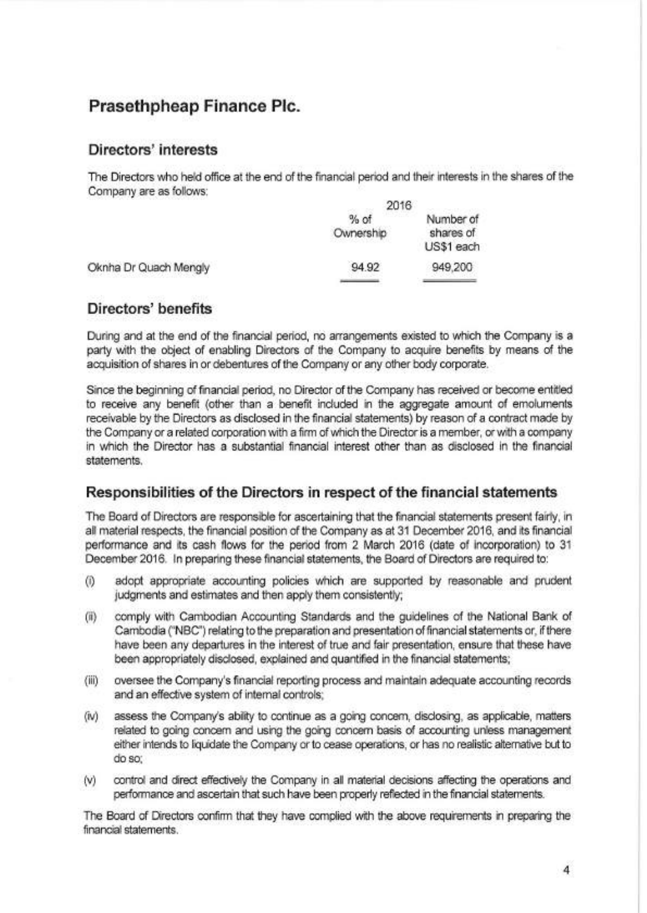# Prasethpheap Finance Plc.

## Directors' interests

The Directors who held office at the end of the financial period and their interests in the shares of the Company are as follows:

| | 2016 | |
|---|---|---|
| | % of Ownership | Number of shares of US$1 each |
| Oknha Dr Quach Mengly | 94.92 | 949,200 |

## Directors' benefits

During and at the end of the financial period, no arrangements existed to which the Company is a party with the object of enabling Directors of the Company to acquire benefits by means of the acquisition of shares in or debentures of the Company or any other body corporate.

Since the beginning of financial period, no Director of the Company has received or become entitled to receive any benefit (other than a benefit included in the aggregate amount of emoluments receivable by the Directors as disclosed in the financial statements) by reason of a contract made by the Company or a related corporation with a firm of which the Director is a member, or with a company in which the Director has a substantial financial interest other than as disclosed in the financial statements.

## Responsibilities of the Directors in respect of the financial statements

The Board of Directors are responsible for ascertaining that the financial statements present fairly, in all material respects, the financial position of the Company as at 31 December 2016, and its financial performance and its cash flows for the period from 2 March 2016 (date of incorporation) to 31 December 2016. In preparing these financial statements, the Board of Directors are required to:

(i) adopt appropriate accounting policies which are supported by reasonable and prudent judgments and estimates and then apply them consistently;

(ii) comply with Cambodian Accounting Standards and the guidelines of the National Bank of Cambodia ("NBC") relating to the preparation and presentation of financial statements or, if there have been any departures in the interest of true and fair presentation, ensure that these have been appropriately disclosed, explained and quantified in the financial statements;

(iii) oversee the Company's financial reporting process and maintain adequate accounting records and an effective system of internal controls;

(iv) assess the Company's ability to continue as a going concern, disclosing, as applicable, matters related to going concern and using the going concern basis of accounting unless management either intends to liquidate the Company or to cease operations, or has no realistic alternative but to do so;

(v) control and direct effectively the Company in all material decisions affecting the operations and performance and ascertain that such have been properly reflected in the financial statements.

The Board of Directors confirm that they have complied with the above requirements in preparing the financial statements.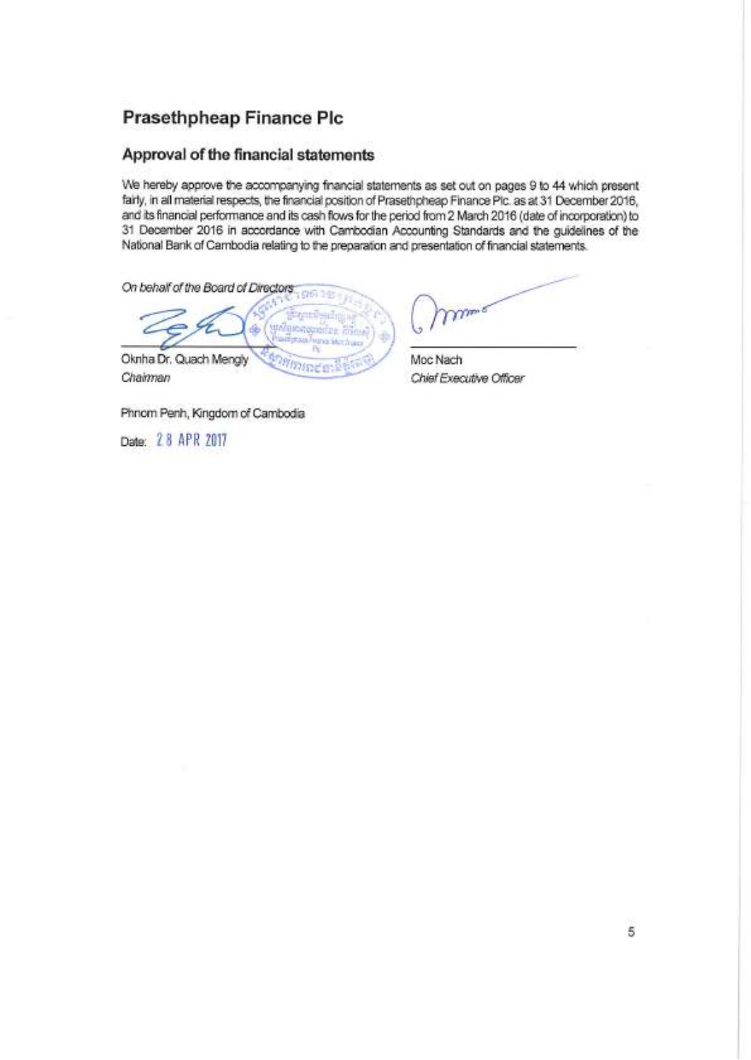# Prasethpheap Finance Plc

## Approval of the financial statements

We hereby approve the accompanying financial statements as set out on pages 9 to 44 which present fairly, in all material respects, the financial position of Prasethpheap Finance Plc. as at 31 December 2016, and its financial performance and its cash flows for the period from 2 March 2016 (date of incorporation) to 31 December 2016 in accordance with Cambodian Accounting Standards and the guidelines of the National Bank of Cambodia relating to the preparation and presentation of financial statements.

*On behalf of the Board of Directors*

Oknha Dr. Quach Mengly
*Chairman*

Moc Nach
*Chief Executive Officer*

Phnom Penh, Kingdom of Cambodia

Date: 28 APR 2017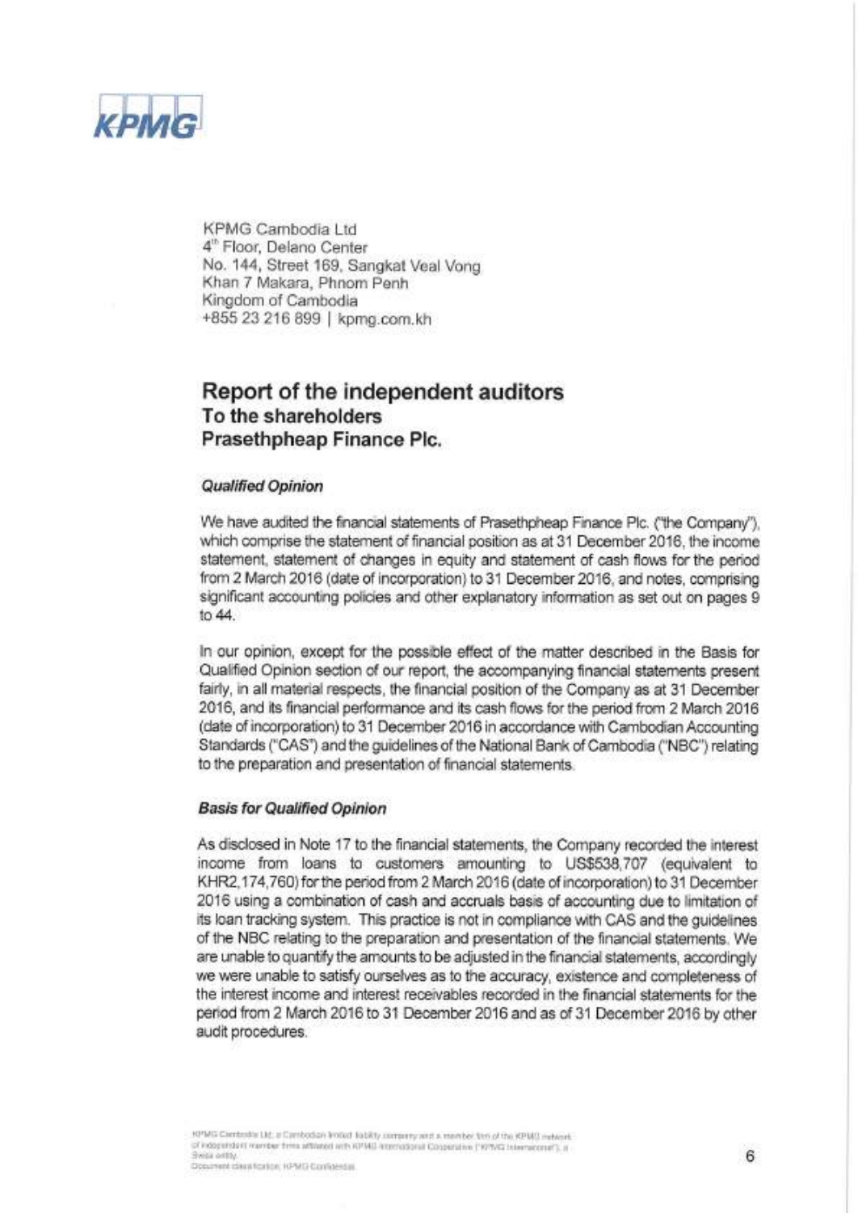KPMG Cambodia Ltd
4th Floor, Delano Center
No. 144, Street 169, Sangkat Veal Vong
Khan 7 Makara, Phnom Penh
Kingdom of Cambodia
+855 23 216 899 | kpmg.com.kh

## Report of the independent auditors

### To the shareholders
### Prasethpheap Finance Plc.

#### *Qualified Opinion*

We have audited the financial statements of Prasethpheap Finance Plc. ("the Company"), which comprise the statement of financial position as at 31 December 2016, the income statement, statement of changes in equity and statement of cash flows for the period from 2 March 2016 (date of incorporation) to 31 December 2016, and notes, comprising significant accounting policies and other explanatory information as set out on pages 9 to 44.

In our opinion, except for the possible effect of the matter described in the Basis for Qualified Opinion section of our report, the accompanying financial statements present fairly, in all material respects, the financial position of the Company as at 31 December 2016, and its financial performance and its cash flows for the period from 2 March 2016 (date of incorporation) to 31 December 2016 in accordance with Cambodian Accounting Standards ("CAS") and the guidelines of the National Bank of Cambodia ("NBC") relating to the preparation and presentation of financial statements.

#### *Basis for Qualified Opinion*

As disclosed in Note 17 to the financial statements, the Company recorded the interest income from loans to customers amounting to US$538,707 (equivalent to KHR2,174,760) for the period from 2 March 2016 (date of incorporation) to 31 December 2016 using a combination of cash and accruals basis of accounting due to limitation of its loan tracking system. This practice is not in compliance with CAS and the guidelines of the NBC relating to the preparation and presentation of the financial statements. We are unable to quantify the amounts to be adjusted in the financial statements, accordingly we were unable to satisfy ourselves as to the accuracy, existence and completeness of the interest income and interest receivables recorded in the financial statements for the period from 2 March 2016 to 31 December 2016 and as of 31 December 2016 by other audit procedures.

KPMG Cambodia Ltd, a Cambodian limited liability company and a member firm of the KPMG network of independent member firms affiliated with KPMG International Cooperative ("KPMG International"), a Swiss entity.
Document classification: KPMG Confidential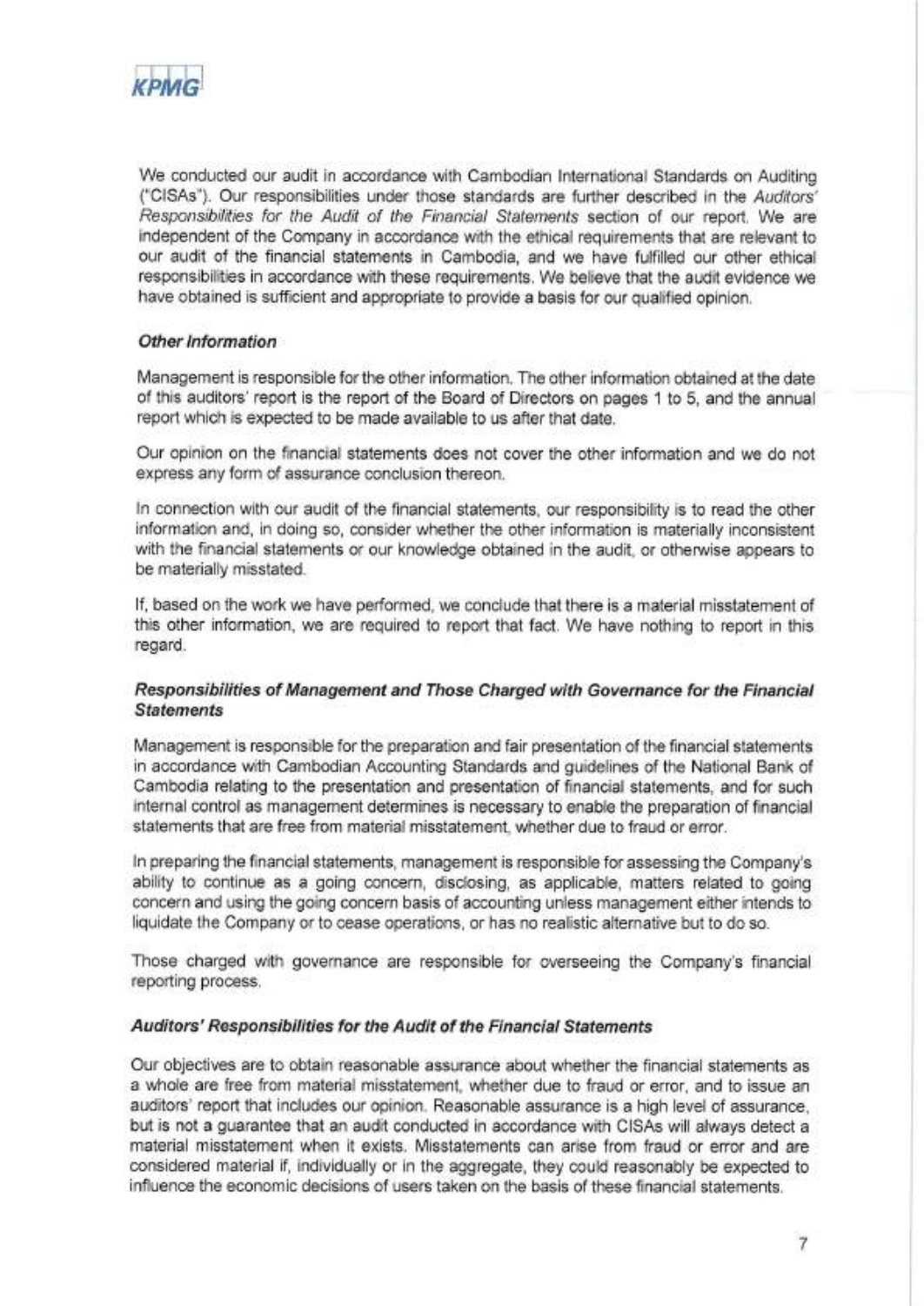We conducted our audit in accordance with Cambodian International Standards on Auditing ("CISAs"). Our responsibilities under those standards are further described in the *Auditors' Responsibilities for the Audit of the Financial Statements* section of our report. We are independent of the Company in accordance with the ethical requirements that are relevant to our audit of the financial statements in Cambodia, and we have fulfilled our other ethical responsibilities in accordance with these requirements. We believe that the audit evidence we have obtained is sufficient and appropriate to provide a basis for our qualified opinion.

### *Other Information*

Management is responsible for the other information. The other information obtained at the date of this auditors' report is the report of the Board of Directors on pages 1 to 5, and the annual report which is expected to be made available to us after that date.

Our opinion on the financial statements does not cover the other information and we do not express any form of assurance conclusion thereon.

In connection with our audit of the financial statements, our responsibility is to read the other information and, in doing so, consider whether the other information is materially inconsistent with the financial statements or our knowledge obtained in the audit, or otherwise appears to be materially misstated.

If, based on the work we have performed, we conclude that there is a material misstatement of this other information, we are required to report that fact. We have nothing to report in this regard.

### *Responsibilities of Management and Those Charged with Governance for the Financial Statements*

Management is responsible for the preparation and fair presentation of the financial statements in accordance with Cambodian Accounting Standards and guidelines of the National Bank of Cambodia relating to the presentation and presentation of financial statements, and for such internal control as management determines is necessary to enable the preparation of financial statements that are free from material misstatement, whether due to fraud or error.

In preparing the financial statements, management is responsible for assessing the Company's ability to continue as a going concern, disclosing, as applicable, matters related to going concern and using the going concern basis of accounting unless management either intends to liquidate the Company or to cease operations, or has no realistic alternative but to do so.

Those charged with governance are responsible for overseeing the Company's financial reporting process.

### *Auditors' Responsibilities for the Audit of the Financial Statements*

Our objectives are to obtain reasonable assurance about whether the financial statements as a whole are free from material misstatement, whether due to fraud or error, and to issue an auditors' report that includes our opinion. Reasonable assurance is a high level of assurance, but is not a guarantee that an audit conducted in accordance with CISAs will always detect a material misstatement when it exists. Misstatements can arise from fraud or error and are considered material if, individually or in the aggregate, they could reasonably be expected to influence the economic decisions of users taken on the basis of these financial statements.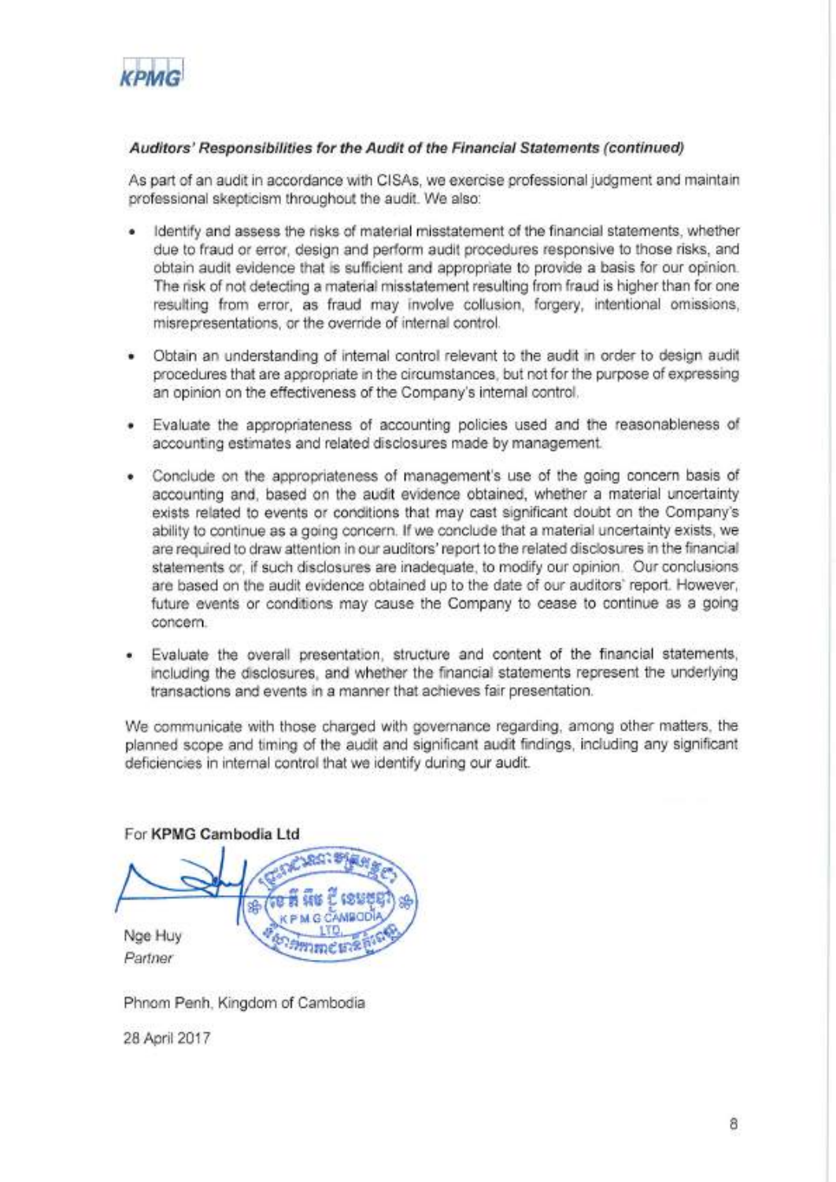### *Auditors' Responsibilities for the Audit of the Financial Statements (continued)*

As part of an audit in accordance with CISAs, we exercise professional judgment and maintain professional skepticism throughout the audit. We also:

- Identify and assess the risks of material misstatement of the financial statements, whether due to fraud or error, design and perform audit procedures responsive to those risks, and obtain audit evidence that is sufficient and appropriate to provide a basis for our opinion. The risk of not detecting a material misstatement resulting from fraud is higher than for one resulting from error, as fraud may involve collusion, forgery, intentional omissions, misrepresentations, or the override of internal control.
- Obtain an understanding of internal control relevant to the audit in order to design audit procedures that are appropriate in the circumstances, but not for the purpose of expressing an opinion on the effectiveness of the Company's internal control.
- Evaluate the appropriateness of accounting policies used and the reasonableness of accounting estimates and related disclosures made by management.
- Conclude on the appropriateness of management's use of the going concern basis of accounting and, based on the audit evidence obtained, whether a material uncertainty exists related to events or conditions that may cast significant doubt on the Company's ability to continue as a going concern. If we conclude that a material uncertainty exists, we are required to draw attention in our auditors' report to the related disclosures in the financial statements or, if such disclosures are inadequate, to modify our opinion. Our conclusions are based on the audit evidence obtained up to the date of our auditors' report. However, future events or conditions may cause the Company to cease to continue as a going concern.
- Evaluate the overall presentation, structure and content of the financial statements, including the disclosures, and whether the financial statements represent the underlying transactions and events in a manner that achieves fair presentation.

We communicate with those charged with governance regarding, among other matters, the planned scope and timing of the audit and significant audit findings, including any significant deficiencies in internal control that we identify during our audit.

For **KPMG Cambodia Ltd**

Nge Huy
*Partner*

Phnom Penh, Kingdom of Cambodia

28 April 2017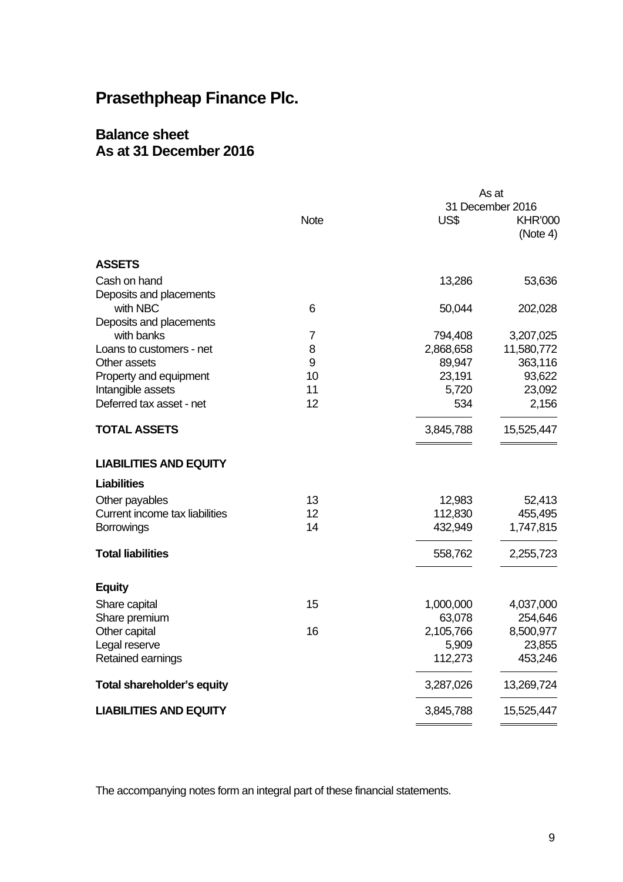# Prasethpheap Finance Plc.

## Balance sheet
## As at 31 December 2016

| | Note | As at 31 December 2016 US$ | KHR'000 (Note 4) |
|---|---|---|---|
| **ASSETS** | | | |
| Cash on hand | | 13,286 | 53,636 |
| Deposits and placements with NBC | 6 | 50,044 | 202,028 |
| Deposits and placements with banks | 7 | 794,408 | 3,207,025 |
| Loans to customers - net | 8 | 2,868,658 | 11,580,772 |
| Other assets | 9 | 89,947 | 363,116 |
| Property and equipment | 10 | 23,191 | 93,622 |
| Intangible assets | 11 | 5,720 | 23,092 |
| Deferred tax asset - net | 12 | 534 | 2,156 |
| **TOTAL ASSETS** | | 3,845,788 | 15,525,447 |
| **LIABILITIES AND EQUITY** | | | |
| **Liabilities** | | | |
| Other payables | 13 | 12,983 | 52,413 |
| Current income tax liabilities | 12 | 112,830 | 455,495 |
| Borrowings | 14 | 432,949 | 1,747,815 |
| **Total liabilities** | | 558,762 | 2,255,723 |
| **Equity** | | | |
| Share capital | 15 | 1,000,000 | 4,037,000 |
| Share premium | | 63,078 | 254,646 |
| Other capital | 16 | 2,105,766 | 8,500,977 |
| Legal reserve | | 5,909 | 23,855 |
| Retained earnings | | 112,273 | 453,246 |
| **Total shareholder's equity** | | 3,287,026 | 13,269,724 |
| **LIABILITIES AND EQUITY** | | 3,845,788 | 15,525,447 |

The accompanying notes form an integral part of these financial statements.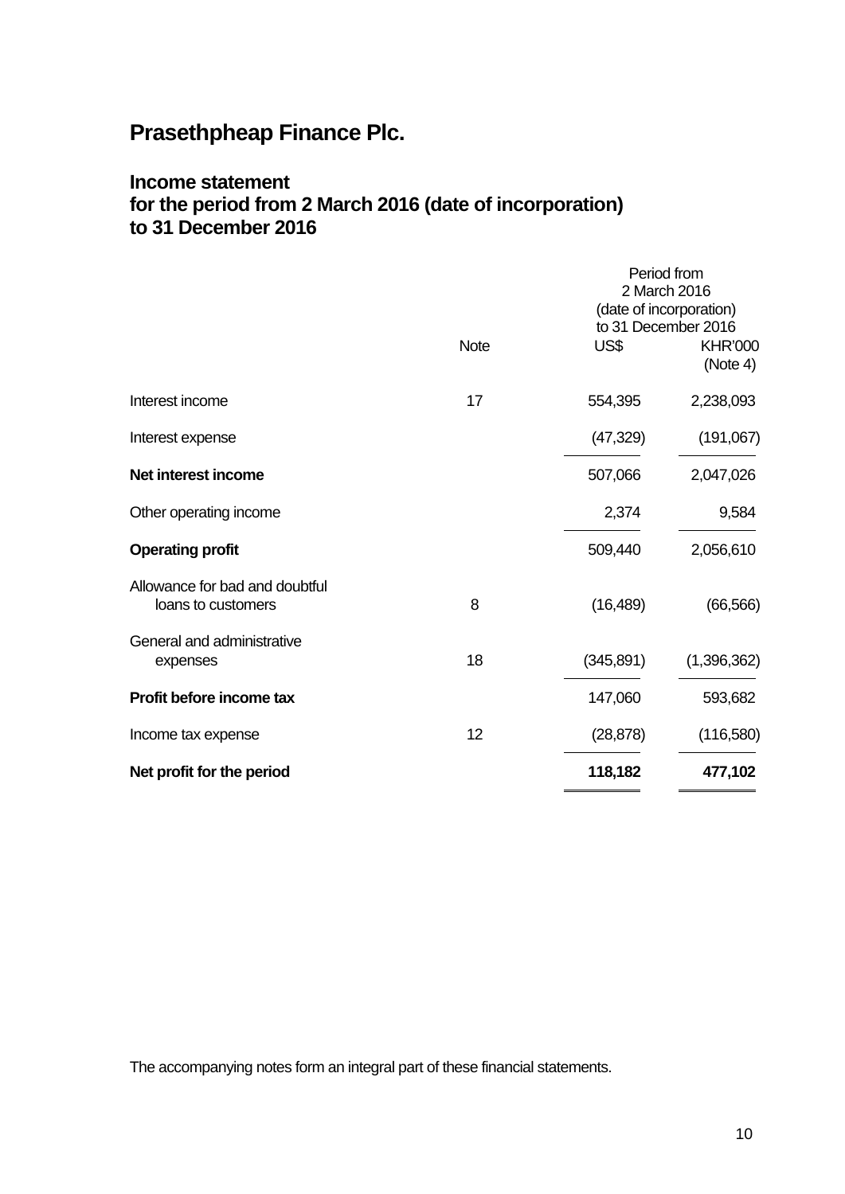# Prasethpheap Finance Plc.

## Income statement
## for the period from 2 March 2016 (date of incorporation) to 31 December 2016

| | Note | Period from 2 March 2016 (date of incorporation) to 31 December 2016 | |
|---|---|---|---|
| | | US$ | KHR'000 (Note 4) |
| Interest income | 17 | 554,395 | 2,238,093 |
| Interest expense | | (47,329) | (191,067) |
| **Net interest income** | | 507,066 | 2,047,026 |
| Other operating income | | 2,374 | 9,584 |
| **Operating profit** | | 509,440 | 2,056,610 |
| Allowance for bad and doubtful loans to customers | 8 | (16,489) | (66,566) |
| General and administrative expenses | 18 | (345,891) | (1,396,362) |
| **Profit before income tax** | | 147,060 | 593,682 |
| Income tax expense | 12 | (28,878) | (116,580) |
| **Net profit for the period** | | **118,182** | **477,102** |

The accompanying notes form an integral part of these financial statements.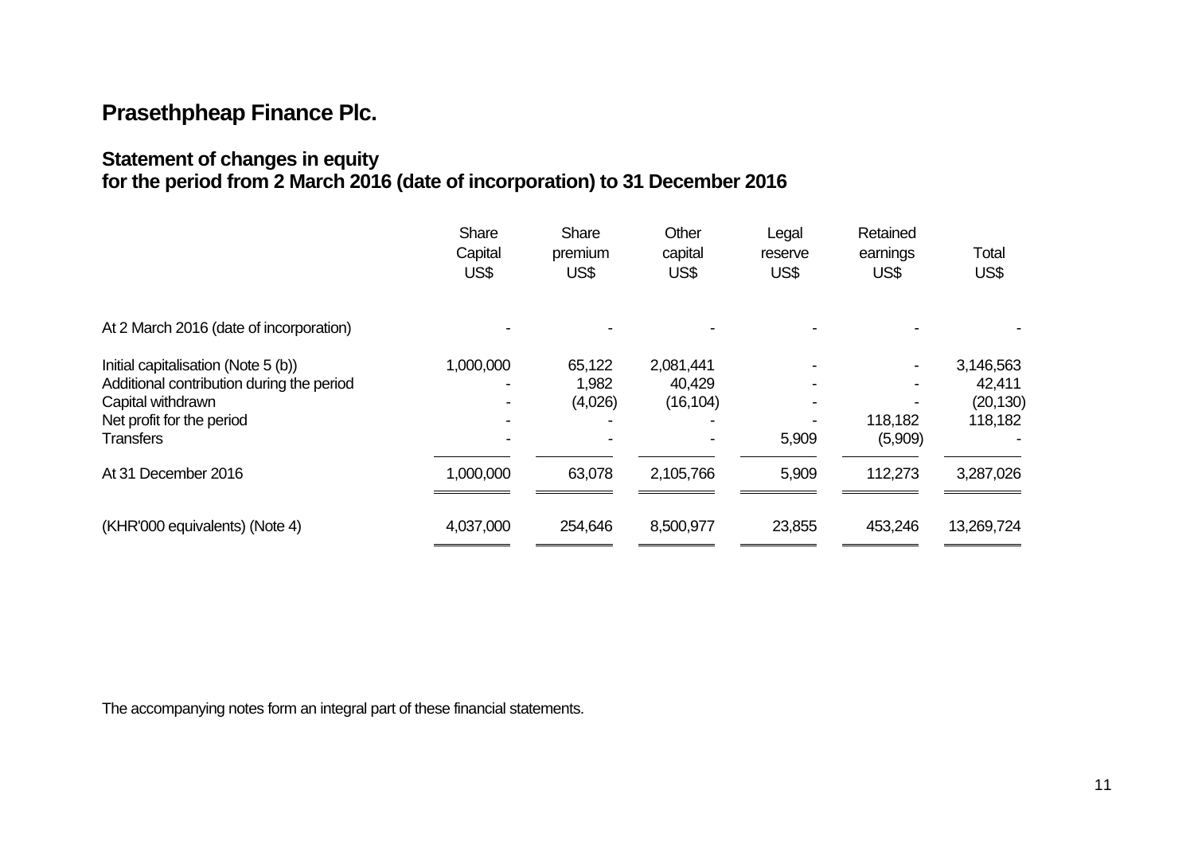## Prasethpheap Finance Plc.

### Statement of changes in equity
### for the period from 2 March 2016 (date of incorporation) to 31 December 2016

| | Share Capital US$ | Share premium US$ | Other capital US$ | Legal reserve US$ | Retained earnings US$ | Total US$ |
|---|---|---|---|---|---|---|
| At 2 March 2016 (date of incorporation) | - | - | - | - | - | - |
| Initial capitalisation (Note 5 (b)) | 1,000,000 | 65,122 | 2,081,441 | - | - | 3,146,563 |
| Additional contribution during the period | - | 1,982 | 40,429 | - | - | 42,411 |
| Capital withdrawn | - | (4,026) | (16,104) | - | - | (20,130) |
| Net profit for the period | - | - | - | - | 118,182 | 118,182 |
| Transfers | - | - | - | 5,909 | (5,909) | - |
| At 31 December 2016 | 1,000,000 | 63,078 | 2,105,766 | 5,909 | 112,273 | 3,287,026 |
| (KHR'000 equivalents) (Note 4) | 4,037,000 | 254,646 | 8,500,977 | 23,855 | 453,246 | 13,269,724 |

The accompanying notes form an integral part of these financial statements.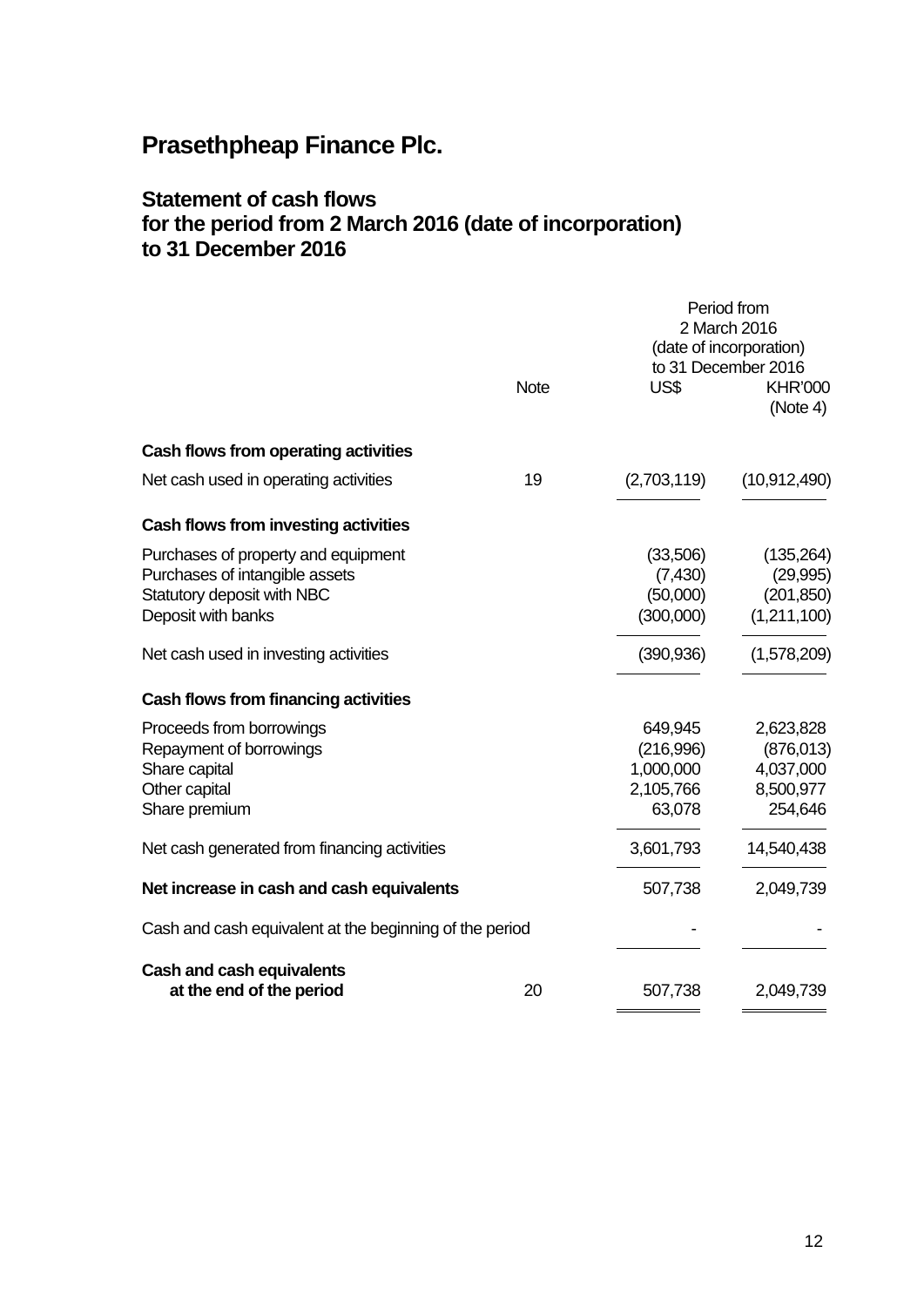# Prasethpheap Finance Plc.

## Statement of cash flows for the period from 2 March 2016 (date of incorporation) to 31 December 2016

| | Note | Period from 2 March 2016 (date of incorporation) to 31 December 2016 | |
|---|---|---|---|
| | | US$ | KHR'000 (Note 4) |
| **Cash flows from operating activities** | | | |
| Net cash used in operating activities | 19 | (2,703,119) | (10,912,490) |
| **Cash flows from investing activities** | | | |
| Purchases of property and equipment | | (33,506) | (135,264) |
| Purchases of intangible assets | | (7,430) | (29,995) |
| Statutory deposit with NBC | | (50,000) | (201,850) |
| Deposit with banks | | (300,000) | (1,211,100) |
| Net cash used in investing activities | | (390,936) | (1,578,209) |
| **Cash flows from financing activities** | | | |
| Proceeds from borrowings | | 649,945 | 2,623,828 |
| Repayment of borrowings | | (216,996) | (876,013) |
| Share capital | | 1,000,000 | 4,037,000 |
| Other capital | | 2,105,766 | 8,500,977 |
| Share premium | | 63,078 | 254,646 |
| Net cash generated from financing activities | | 3,601,793 | 14,540,438 |
| **Net increase in cash and cash equivalents** | | 507,738 | 2,049,739 |
| Cash and cash equivalent at the beginning of the period | | - | - |
| **Cash and cash equivalents at the end of the period** | 20 | 507,738 | 2,049,739 |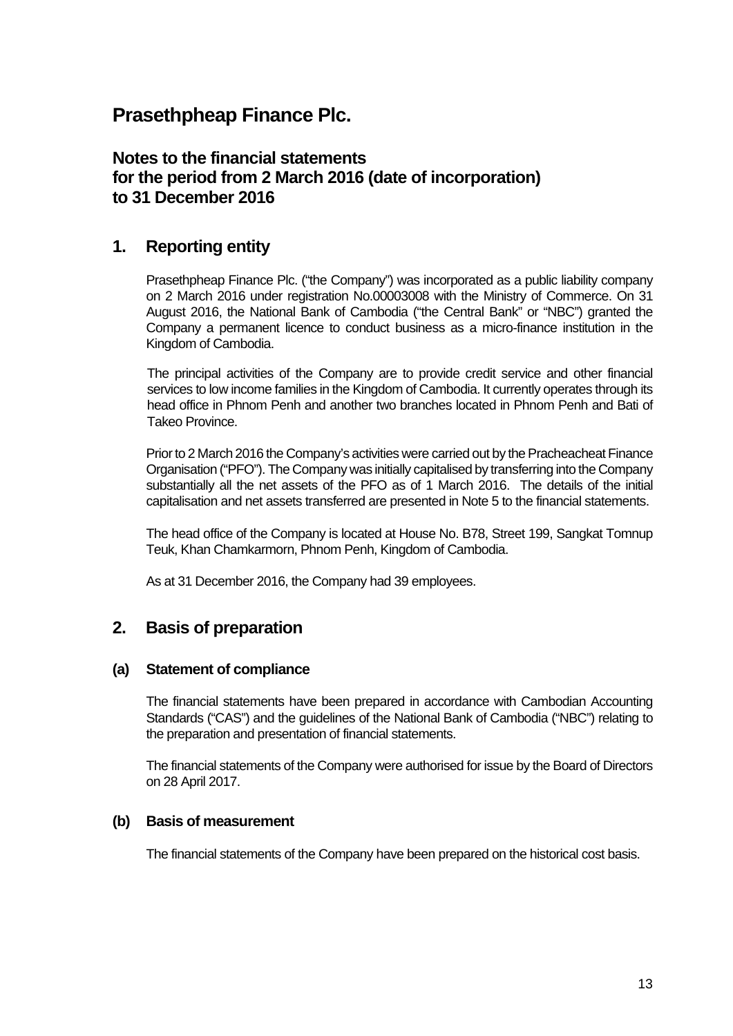# Prasethpheap Finance Plc.

## Notes to the financial statements for the period from 2 March 2016 (date of incorporation) to 31 December 2016

## 1. Reporting entity

Prasethpheap Finance Plc. ("the Company") was incorporated as a public liability company on 2 March 2016 under registration No.00003008 with the Ministry of Commerce. On 31 August 2016, the National Bank of Cambodia ("the Central Bank" or "NBC") granted the Company a permanent licence to conduct business as a micro-finance institution in the Kingdom of Cambodia.

The principal activities of the Company are to provide credit service and other financial services to low income families in the Kingdom of Cambodia. It currently operates through its head office in Phnom Penh and another two branches located in Phnom Penh and Bati of Takeo Province.

Prior to 2 March 2016 the Company's activities were carried out by the Pracheacheat Finance Organisation ("PFO"). The Company was initially capitalised by transferring into the Company substantially all the net assets of the PFO as of 1 March 2016. The details of the initial capitalisation and net assets transferred are presented in Note 5 to the financial statements.

The head office of the Company is located at House No. B78, Street 199, Sangkat Tomnup Teuk, Khan Chamkarmorn, Phnom Penh, Kingdom of Cambodia.

As at 31 December 2016, the Company had 39 employees.

## 2. Basis of preparation

### (a) Statement of compliance

The financial statements have been prepared in accordance with Cambodian Accounting Standards ("CAS") and the guidelines of the National Bank of Cambodia ("NBC") relating to the preparation and presentation of financial statements.

The financial statements of the Company were authorised for issue by the Board of Directors on 28 April 2017.

### (b) Basis of measurement

The financial statements of the Company have been prepared on the historical cost basis.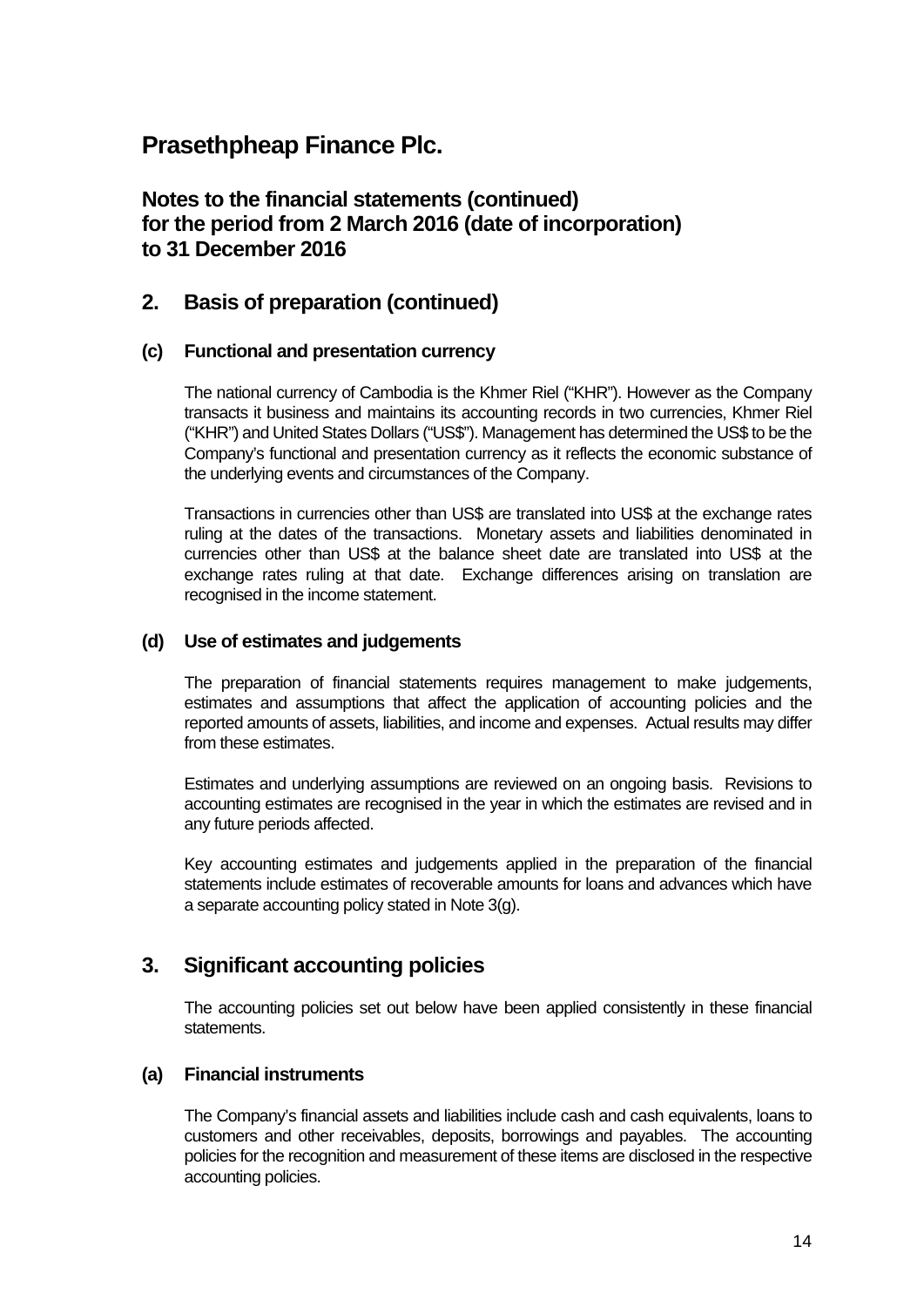# Prasethpheap Finance Plc.

## Notes to the financial statements (continued) for the period from 2 March 2016 (date of incorporation) to 31 December 2016

## 2. Basis of preparation (continued)

### (c) Functional and presentation currency

The national currency of Cambodia is the Khmer Riel ("KHR"). However as the Company transacts it business and maintains its accounting records in two currencies, Khmer Riel ("KHR") and United States Dollars ("US$"). Management has determined the US$ to be the Company's functional and presentation currency as it reflects the economic substance of the underlying events and circumstances of the Company.

Transactions in currencies other than US$ are translated into US$ at the exchange rates ruling at the dates of the transactions. Monetary assets and liabilities denominated in currencies other than US$ at the balance sheet date are translated into US$ at the exchange rates ruling at that date. Exchange differences arising on translation are recognised in the income statement.

### (d) Use of estimates and judgements

The preparation of financial statements requires management to make judgements, estimates and assumptions that affect the application of accounting policies and the reported amounts of assets, liabilities, and income and expenses. Actual results may differ from these estimates.

Estimates and underlying assumptions are reviewed on an ongoing basis. Revisions to accounting estimates are recognised in the year in which the estimates are revised and in any future periods affected.

Key accounting estimates and judgements applied in the preparation of the financial statements include estimates of recoverable amounts for loans and advances which have a separate accounting policy stated in Note 3(g).

## 3. Significant accounting policies

The accounting policies set out below have been applied consistently in these financial statements.

### (a) Financial instruments

The Company's financial assets and liabilities include cash and cash equivalents, loans to customers and other receivables, deposits, borrowings and payables. The accounting policies for the recognition and measurement of these items are disclosed in the respective accounting policies.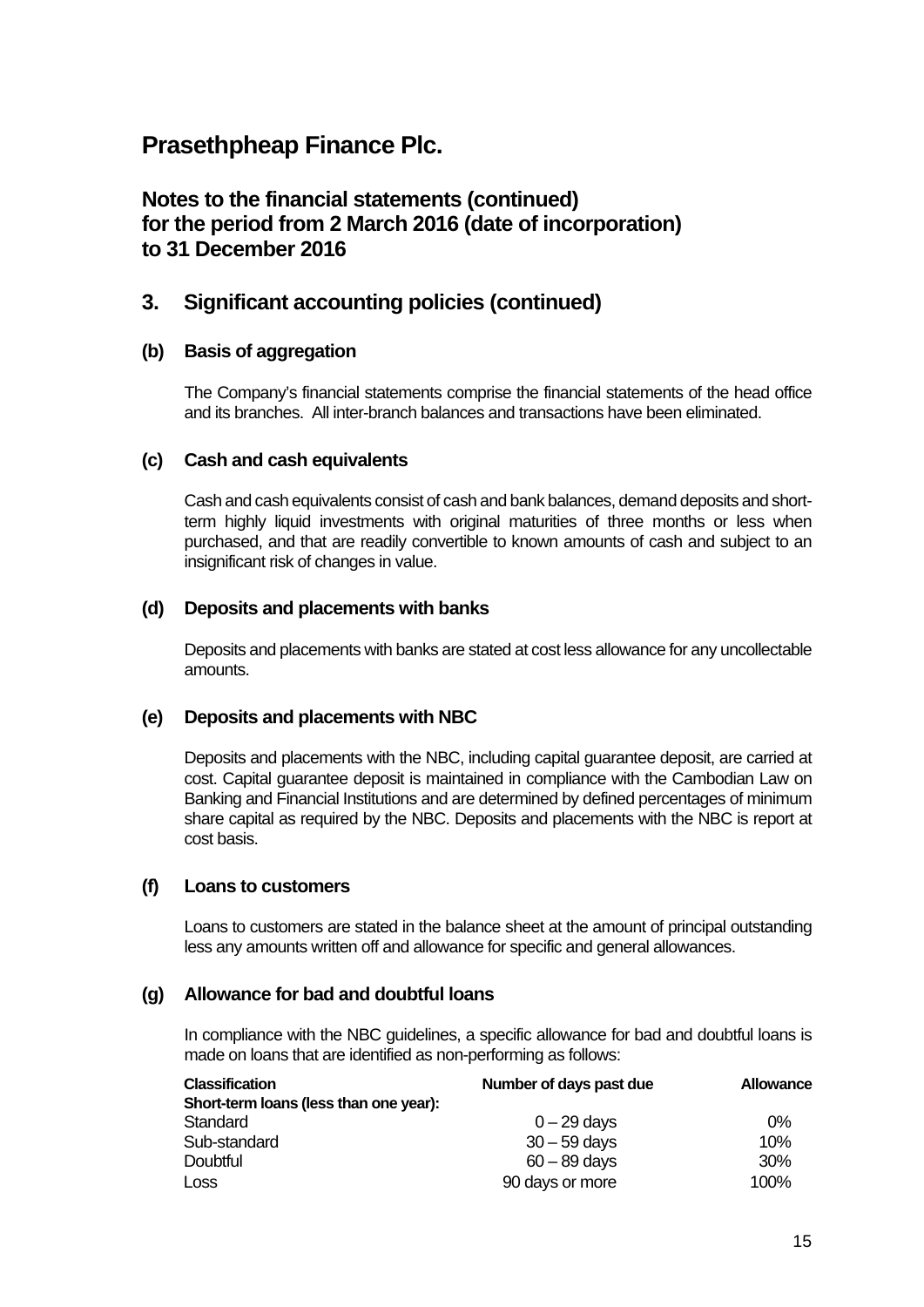# Prasethpheap Finance Plc.

## Notes to the financial statements (continued) for the period from 2 March 2016 (date of incorporation) to 31 December 2016

## 3. Significant accounting policies (continued)

### (b) Basis of aggregation

The Company's financial statements comprise the financial statements of the head office and its branches. All inter-branch balances and transactions have been eliminated.

### (c) Cash and cash equivalents

Cash and cash equivalents consist of cash and bank balances, demand deposits and short-term highly liquid investments with original maturities of three months or less when purchased, and that are readily convertible to known amounts of cash and subject to an insignificant risk of changes in value.

### (d) Deposits and placements with banks

Deposits and placements with banks are stated at cost less allowance for any uncollectable amounts.

### (e) Deposits and placements with NBC

Deposits and placements with the NBC, including capital guarantee deposit, are carried at cost. Capital guarantee deposit is maintained in compliance with the Cambodian Law on Banking and Financial Institutions and are determined by defined percentages of minimum share capital as required by the NBC. Deposits and placements with the NBC is report at cost basis.

### (f) Loans to customers

Loans to customers are stated in the balance sheet at the amount of principal outstanding less any amounts written off and allowance for specific and general allowances.

### (g) Allowance for bad and doubtful loans

In compliance with the NBC guidelines, a specific allowance for bad and doubtful loans is made on loans that are identified as non-performing as follows:

| Classification | Number of days past due | Allowance |
|---|---|---|
| **Short-term loans (less than one year):** | | |
| Standard | 0 – 29 days | 0% |
| Sub-standard | 30 – 59 days | 10% |
| Doubtful | 60 – 89 days | 30% |
| Loss | 90 days or more | 100% |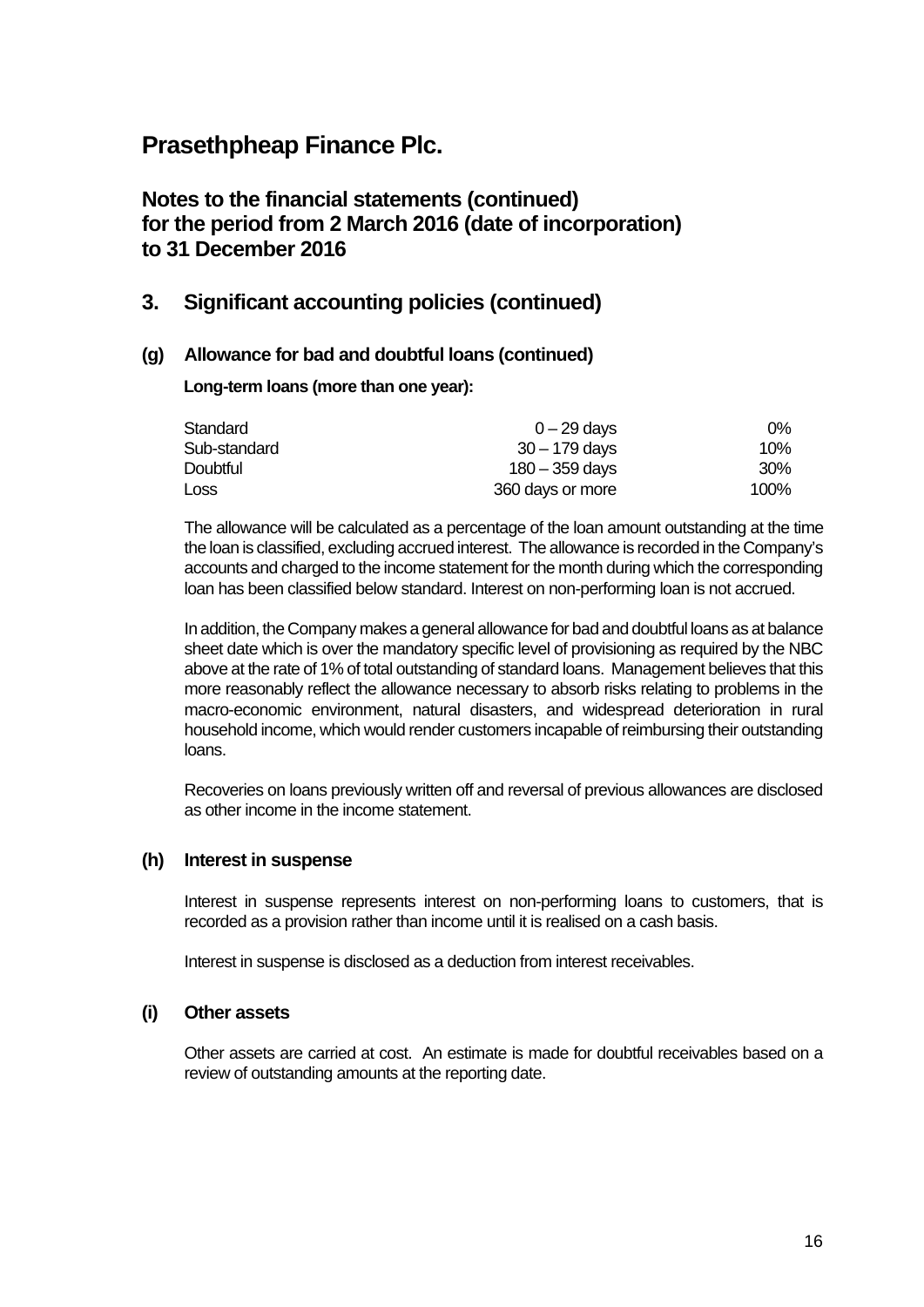# Prasethpheap Finance Plc.

## Notes to the financial statements (continued) for the period from 2 March 2016 (date of incorporation) to 31 December 2016

## 3. Significant accounting policies (continued)

### (g) Allowance for bad and doubtful loans (continued)

**Long-term loans (more than one year):**

| | | |
|---|---|---|
| Standard | 0 – 29 days | 0% |
| Sub-standard | 30 – 179 days | 10% |
| Doubtful | 180 – 359 days | 30% |
| Loss | 360 days or more | 100% |

The allowance will be calculated as a percentage of the loan amount outstanding at the time the loan is classified, excluding accrued interest. The allowance is recorded in the Company's accounts and charged to the income statement for the month during which the corresponding loan has been classified below standard. Interest on non-performing loan is not accrued.

In addition, the Company makes a general allowance for bad and doubtful loans as at balance sheet date which is over the mandatory specific level of provisioning as required by the NBC above at the rate of 1% of total outstanding of standard loans. Management believes that this more reasonably reflect the allowance necessary to absorb risks relating to problems in the macro-economic environment, natural disasters, and widespread deterioration in rural household income, which would render customers incapable of reimbursing their outstanding loans.

Recoveries on loans previously written off and reversal of previous allowances are disclosed as other income in the income statement.

### (h) Interest in suspense

Interest in suspense represents interest on non-performing loans to customers, that is recorded as a provision rather than income until it is realised on a cash basis.

Interest in suspense is disclosed as a deduction from interest receivables.

### (i) Other assets

Other assets are carried at cost. An estimate is made for doubtful receivables based on a review of outstanding amounts at the reporting date.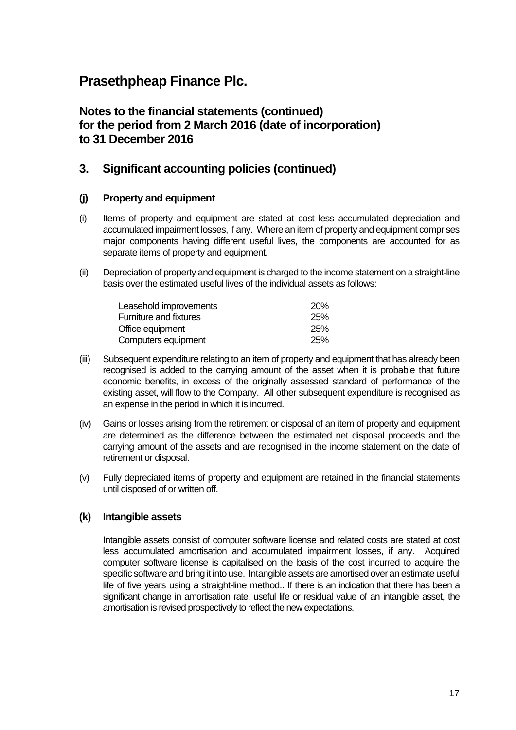# Prasethpheap Finance Plc.

## Notes to the financial statements (continued) for the period from 2 March 2016 (date of incorporation) to 31 December 2016

## 3. Significant accounting policies (continued)

### (j) Property and equipment

(i) Items of property and equipment are stated at cost less accumulated depreciation and accumulated impairment losses, if any. Where an item of property and equipment comprises major components having different useful lives, the components are accounted for as separate items of property and equipment.

(ii) Depreciation of property and equipment is charged to the income statement on a straight-line basis over the estimated useful lives of the individual assets as follows:

| | |
|---|---|
| Leasehold improvements | 20% |
| Furniture and fixtures | 25% |
| Office equipment | 25% |
| Computers equipment | 25% |

(iii) Subsequent expenditure relating to an item of property and equipment that has already been recognised is added to the carrying amount of the asset when it is probable that future economic benefits, in excess of the originally assessed standard of performance of the existing asset, will flow to the Company. All other subsequent expenditure is recognised as an expense in the period in which it is incurred.

(iv) Gains or losses arising from the retirement or disposal of an item of property and equipment are determined as the difference between the estimated net disposal proceeds and the carrying amount of the assets and are recognised in the income statement on the date of retirement or disposal.

(v) Fully depreciated items of property and equipment are retained in the financial statements until disposed of or written off.

### (k) Intangible assets

Intangible assets consist of computer software license and related costs are stated at cost less accumulated amortisation and accumulated impairment losses, if any. Acquired computer software license is capitalised on the basis of the cost incurred to acquire the specific software and bring it into use. Intangible assets are amortised over an estimate useful life of five years using a straight-line method.. If there is an indication that there has been a significant change in amortisation rate, useful life or residual value of an intangible asset, the amortisation is revised prospectively to reflect the new expectations.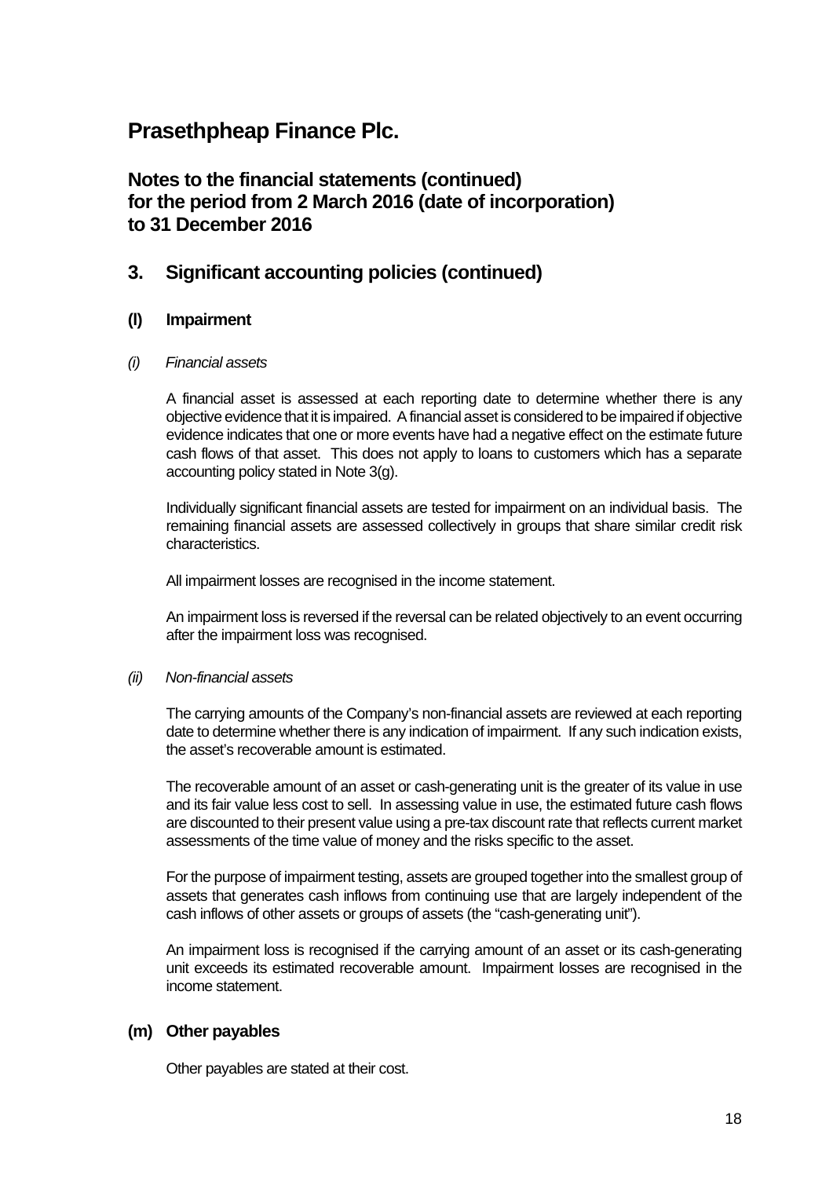# Prasethpheap Finance Plc.

## Notes to the financial statements (continued) for the period from 2 March 2016 (date of incorporation) to 31 December 2016

## 3. Significant accounting policies (continued)

### (l) Impairment

*(i) Financial assets*

A financial asset is assessed at each reporting date to determine whether there is any objective evidence that it is impaired. A financial asset is considered to be impaired if objective evidence indicates that one or more events have had a negative effect on the estimate future cash flows of that asset. This does not apply to loans to customers which has a separate accounting policy stated in Note 3(g).

Individually significant financial assets are tested for impairment on an individual basis. The remaining financial assets are assessed collectively in groups that share similar credit risk characteristics.

All impairment losses are recognised in the income statement.

An impairment loss is reversed if the reversal can be related objectively to an event occurring after the impairment loss was recognised.

*(ii) Non-financial assets*

The carrying amounts of the Company's non-financial assets are reviewed at each reporting date to determine whether there is any indication of impairment. If any such indication exists, the asset's recoverable amount is estimated.

The recoverable amount of an asset or cash-generating unit is the greater of its value in use and its fair value less cost to sell. In assessing value in use, the estimated future cash flows are discounted to their present value using a pre-tax discount rate that reflects current market assessments of the time value of money and the risks specific to the asset.

For the purpose of impairment testing, assets are grouped together into the smallest group of assets that generates cash inflows from continuing use that are largely independent of the cash inflows of other assets or groups of assets (the "cash-generating unit").

An impairment loss is recognised if the carrying amount of an asset or its cash-generating unit exceeds its estimated recoverable amount. Impairment losses are recognised in the income statement.

### (m) Other payables

Other payables are stated at their cost.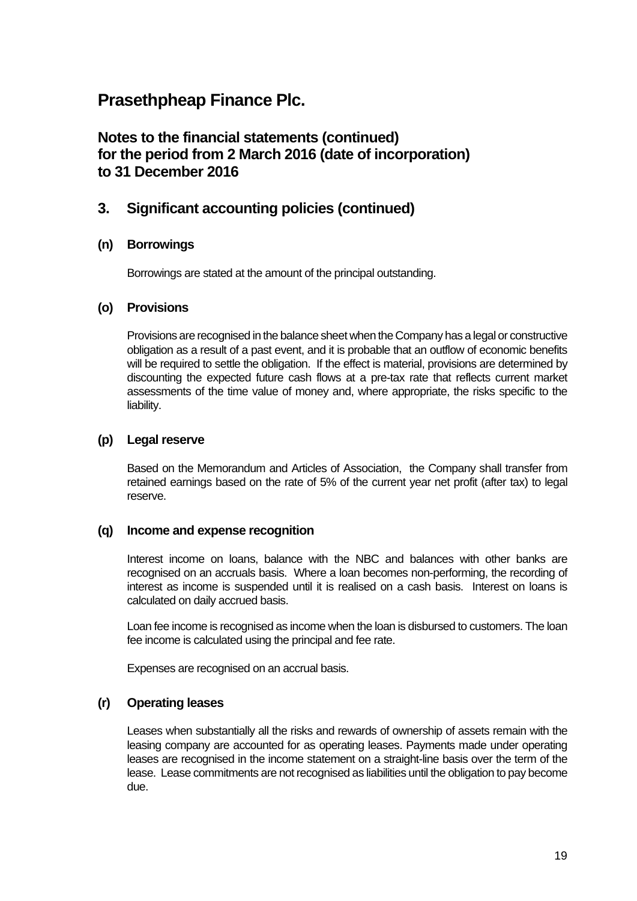# Prasethpheap Finance Plc.

## Notes to the financial statements (continued) for the period from 2 March 2016 (date of incorporation) to 31 December 2016

## 3. Significant accounting policies (continued)

### (n) Borrowings

Borrowings are stated at the amount of the principal outstanding.

### (o) Provisions

Provisions are recognised in the balance sheet when the Company has a legal or constructive obligation as a result of a past event, and it is probable that an outflow of economic benefits will be required to settle the obligation. If the effect is material, provisions are determined by discounting the expected future cash flows at a pre-tax rate that reflects current market assessments of the time value of money and, where appropriate, the risks specific to the liability.

### (p) Legal reserve

Based on the Memorandum and Articles of Association, the Company shall transfer from retained earnings based on the rate of 5% of the current year net profit (after tax) to legal reserve.

### (q) Income and expense recognition

Interest income on loans, balance with the NBC and balances with other banks are recognised on an accruals basis. Where a loan becomes non-performing, the recording of interest as income is suspended until it is realised on a cash basis. Interest on loans is calculated on daily accrued basis.

Loan fee income is recognised as income when the loan is disbursed to customers. The loan fee income is calculated using the principal and fee rate.

Expenses are recognised on an accrual basis.

### (r) Operating leases

Leases when substantially all the risks and rewards of ownership of assets remain with the leasing company are accounted for as operating leases. Payments made under operating leases are recognised in the income statement on a straight-line basis over the term of the lease. Lease commitments are not recognised as liabilities until the obligation to pay become due.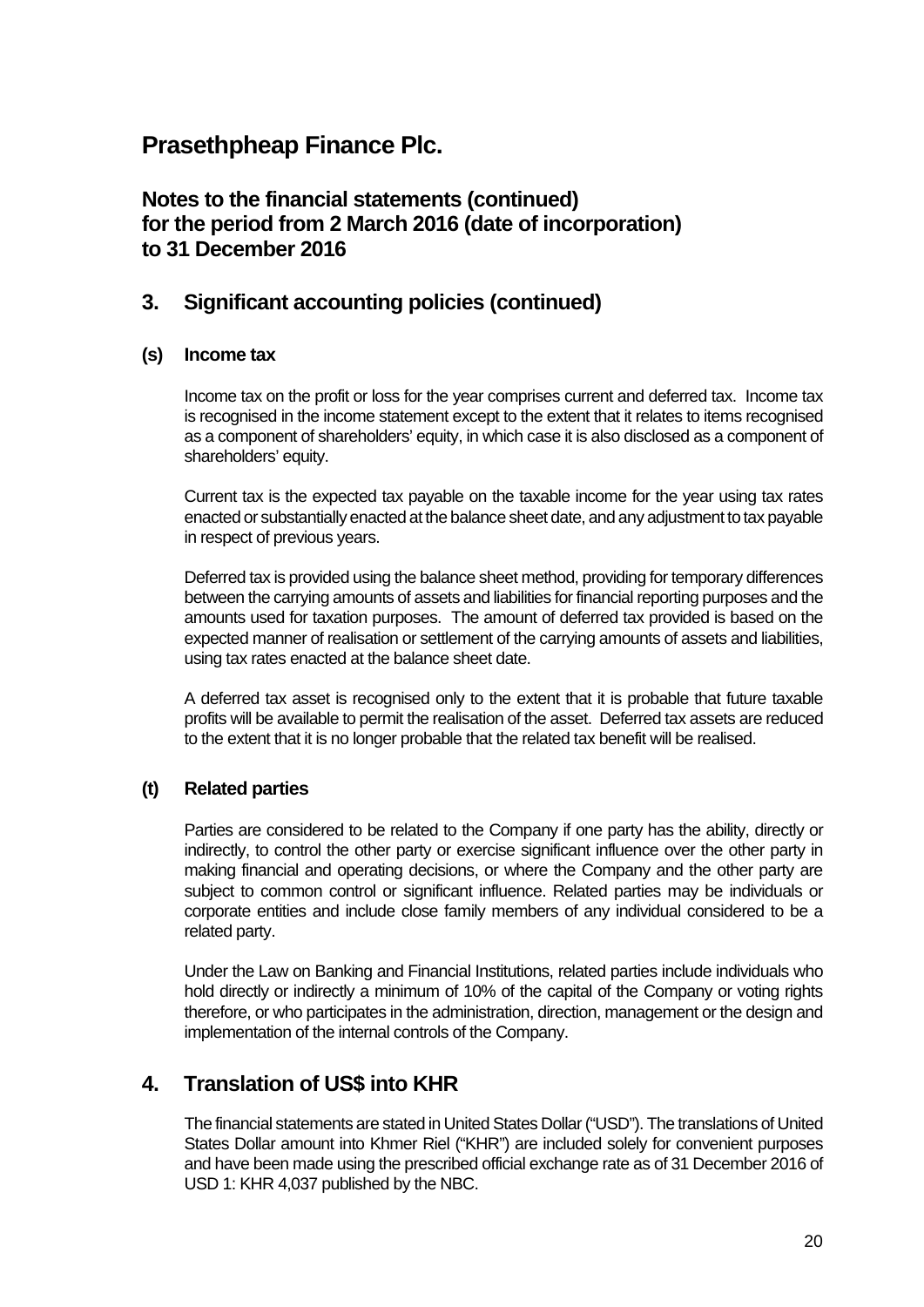# Prasethpheap Finance Plc.

## Notes to the financial statements (continued) for the period from 2 March 2016 (date of incorporation) to 31 December 2016

## 3. Significant accounting policies (continued)

### (s) Income tax

Income tax on the profit or loss for the year comprises current and deferred tax. Income tax is recognised in the income statement except to the extent that it relates to items recognised as a component of shareholders' equity, in which case it is also disclosed as a component of shareholders' equity.

Current tax is the expected tax payable on the taxable income for the year using tax rates enacted or substantially enacted at the balance sheet date, and any adjustment to tax payable in respect of previous years.

Deferred tax is provided using the balance sheet method, providing for temporary differences between the carrying amounts of assets and liabilities for financial reporting purposes and the amounts used for taxation purposes. The amount of deferred tax provided is based on the expected manner of realisation or settlement of the carrying amounts of assets and liabilities, using tax rates enacted at the balance sheet date.

A deferred tax asset is recognised only to the extent that it is probable that future taxable profits will be available to permit the realisation of the asset. Deferred tax assets are reduced to the extent that it is no longer probable that the related tax benefit will be realised.

### (t) Related parties

Parties are considered to be related to the Company if one party has the ability, directly or indirectly, to control the other party or exercise significant influence over the other party in making financial and operating decisions, or where the Company and the other party are subject to common control or significant influence. Related parties may be individuals or corporate entities and include close family members of any individual considered to be a related party.

Under the Law on Banking and Financial Institutions, related parties include individuals who hold directly or indirectly a minimum of 10% of the capital of the Company or voting rights therefore, or who participates in the administration, direction, management or the design and implementation of the internal controls of the Company.

## 4. Translation of US$ into KHR

The financial statements are stated in United States Dollar ("USD"). The translations of United States Dollar amount into Khmer Riel ("KHR") are included solely for convenient purposes and have been made using the prescribed official exchange rate as of 31 December 2016 of USD 1: KHR 4,037 published by the NBC.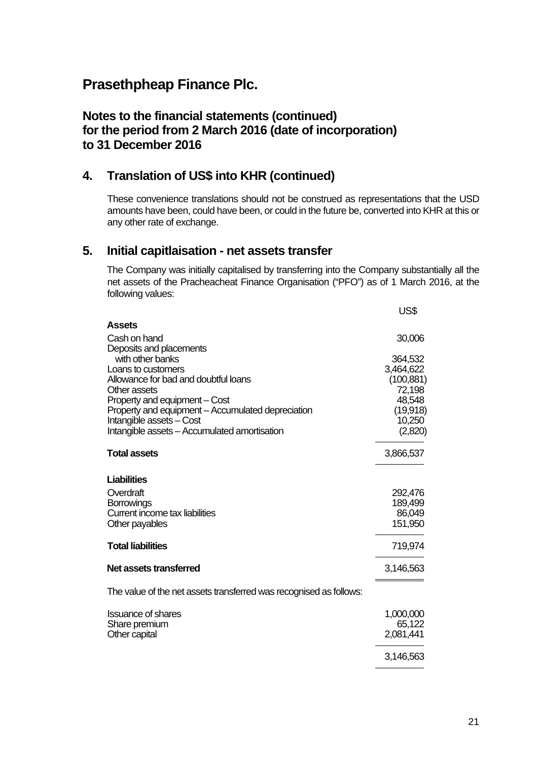# Prasethpheap Finance Plc.

## Notes to the financial statements (continued) for the period from 2 March 2016 (date of incorporation) to 31 December 2016

## 4. Translation of US$ into KHR (continued)

These convenience translations should not be construed as representations that the USD amounts have been, could have been, or could in the future be, converted into KHR at this or any other rate of exchange.

## 5. Initial capitlaisation - net assets transfer

The Company was initially capitalised by transferring into the Company substantially all the net assets of the Pracheacheat Finance Organisation ("PFO") as of 1 March 2016, at the following values:

| | US$ |
|---|---|
| **Assets** | |
| Cash on hand | 30,006 |
| Deposits and placements with other banks | 364,532 |
| Loans to customers | 3,464,622 |
| Allowance for bad and doubtful loans | (100,881) |
| Other assets | 72,198 |
| Property and equipment – Cost | 48,548 |
| Property and equipment – Accumulated depreciation | (19,918) |
| Intangible assets – Cost | 10,250 |
| Intangible assets – Accumulated amortisation | (2,820) |
| **Total assets** | 3,866,537 |
| **Liabilities** | |
| Overdraft | 292,476 |
| Borrowings | 189,499 |
| Current income tax liabilities | 86,049 |
| Other payables | 151,950 |
| **Total liabilities** | 719,974 |
| **Net assets transferred** | 3,146,563 |

The value of the net assets transferred was recognised as follows:

| | US$ |
|---|---|
| Issuance of shares | 1,000,000 |
| Share premium | 65,122 |
| Other capital | 2,081,441 |
| | 3,146,563 |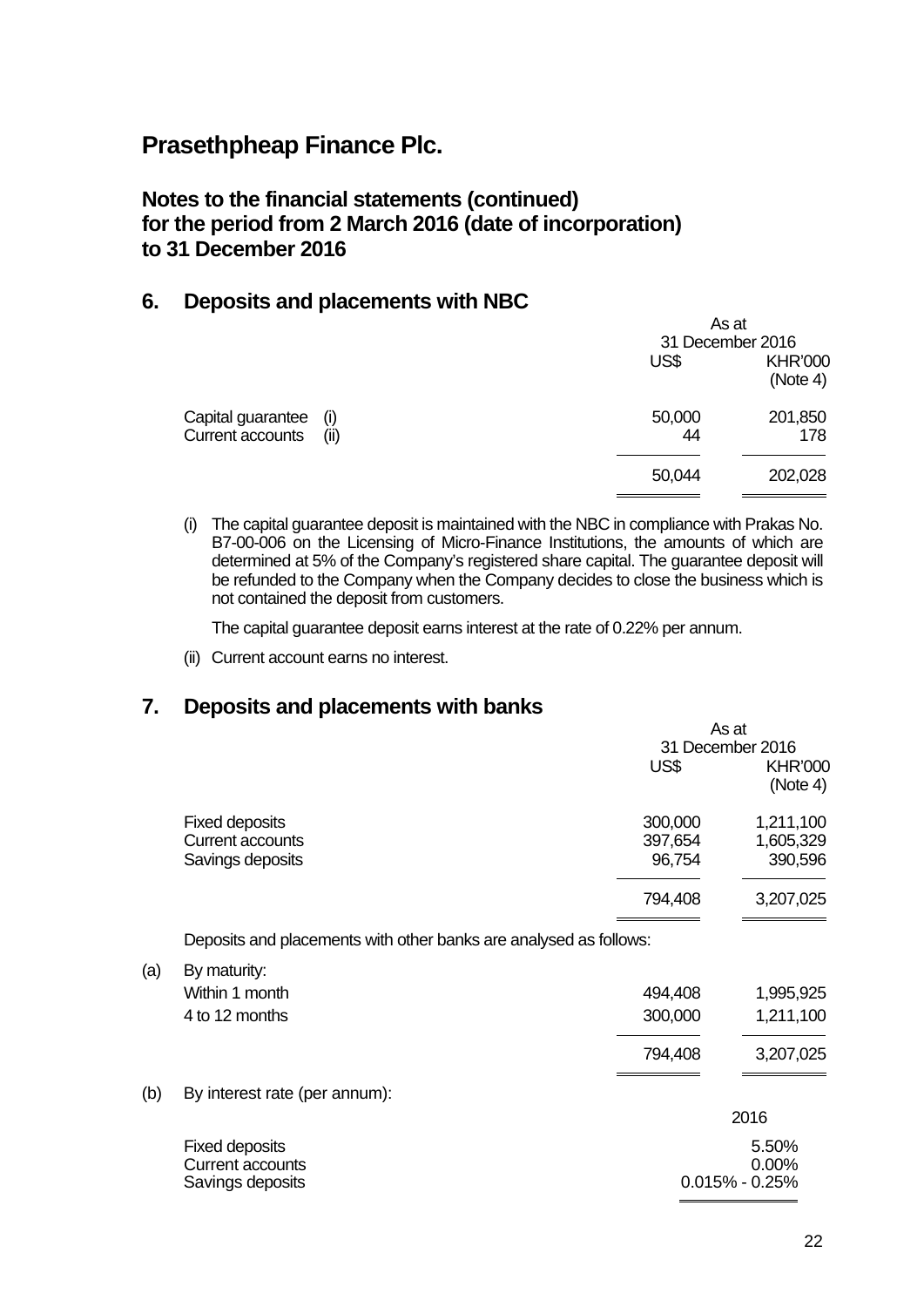# Prasethpheap Finance Plc.

## Notes to the financial statements (continued) for the period from 2 March 2016 (date of incorporation) to 31 December 2016

## 6. Deposits and placements with NBC

| | | As at 31 December 2016 | |
|---|---|---|---|
| | | US$ | KHR'000 (Note 4) |
| Capital guarantee | (i) | 50,000 | 201,850 |
| Current accounts | (ii) | 44 | 178 |
| | | 50,044 | 202,028 |

(i) The capital guarantee deposit is maintained with the NBC in compliance with Prakas No. B7-00-006 on the Licensing of Micro-Finance Institutions, the amounts of which are determined at 5% of the Company's registered share capital. The guarantee deposit will be refunded to the Company when the Company decides to close the business which is not contained the deposit from customers.

The capital guarantee deposit earns interest at the rate of 0.22% per annum.

(ii) Current account earns no interest.

## 7. Deposits and placements with banks

| | As at 31 December 2016 | |
|---|---|---|
| | US$ | KHR'000 (Note 4) |
| Fixed deposits | 300,000 | 1,211,100 |
| Current accounts | 397,654 | 1,605,329 |
| Savings deposits | 96,754 | 390,596 |
| | 794,408 | 3,207,025 |

Deposits and placements with other banks are analysed as follows:

(a) By maturity:

| | US$ | KHR'000 |
|---|---|---|
| Within 1 month | 494,408 | 1,995,925 |
| 4 to 12 months | 300,000 | 1,211,100 |
| | 794,408 | 3,207,025 |

(b) By interest rate (per annum):

| | 2016 |
|---|---|
| Fixed deposits | 5.50% |
| Current accounts | 0.00% |
| Savings deposits | 0.015% - 0.25% |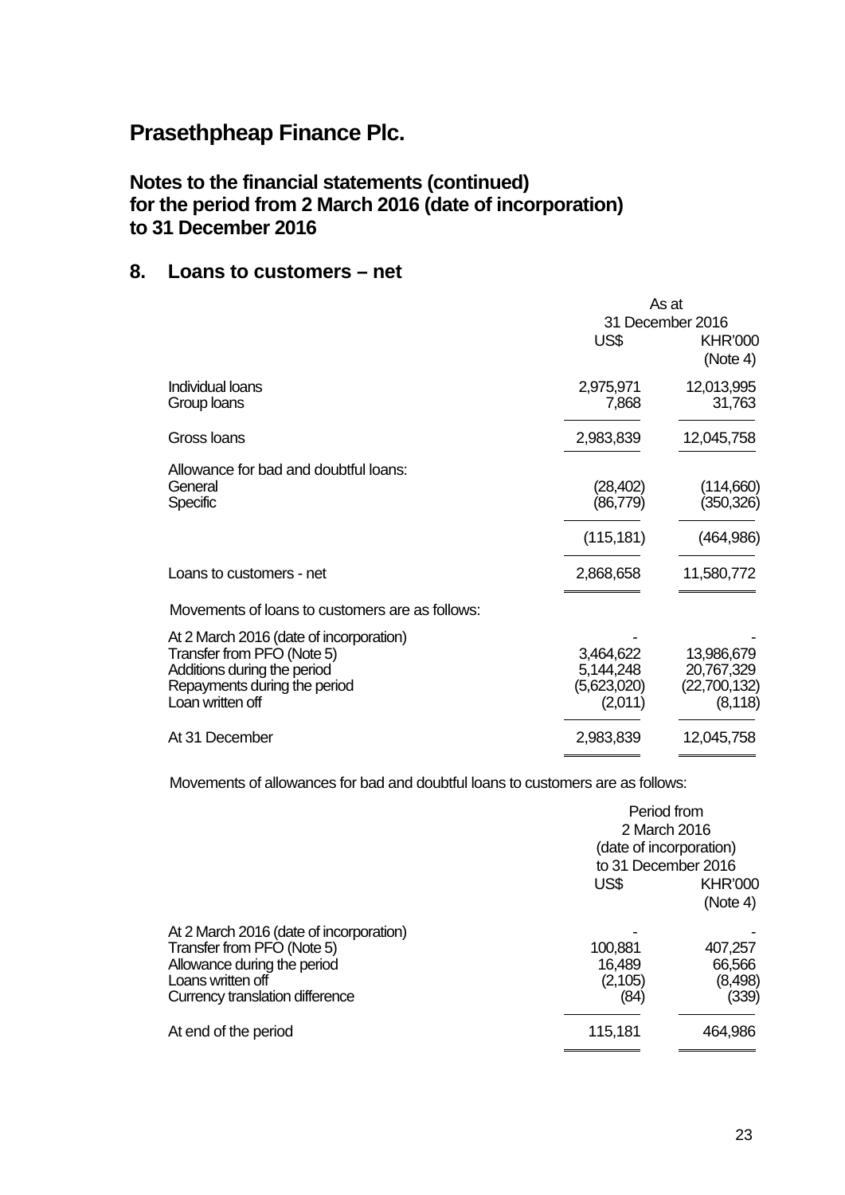# Prasethpheap Finance Plc.

## Notes to the financial statements (continued) for the period from 2 March 2016 (date of incorporation) to 31 December 2016

## 8. Loans to customers – net

| | As at 31 December 2016 | |
|---|---|---|
| | US$ | KHR'000 (Note 4) |
| Individual loans | 2,975,971 | 12,013,995 |
| Group loans | 7,868 | 31,763 |
| Gross loans | 2,983,839 | 12,045,758 |
| Allowance for bad and doubtful loans: | | |
| General | (28,402) | (114,660) |
| Specific | (86,779) | (350,326) |
| | (115,181) | (464,986) |
| Loans to customers - net | 2,868,658 | 11,580,772 |

Movements of loans to customers are as follows:

| | US$ | KHR'000 (Note 4) |
|---|---|---|
| At 2 March 2016 (date of incorporation) | - | - |
| Transfer from PFO (Note 5) | 3,464,622 | 13,986,679 |
| Additions during the period | 5,144,248 | 20,767,329 |
| Repayments during the period | (5,623,020) | (22,700,132) |
| Loan written off | (2,011) | (8,118) |
| At 31 December | 2,983,839 | 12,045,758 |

Movements of allowances for bad and doubtful loans to customers are as follows:

| | Period from 2 March 2016 (date of incorporation) to 31 December 2016 | |
|---|---|---|
| | US$ | KHR'000 (Note 4) |
| At 2 March 2016 (date of incorporation) | - | - |
| Transfer from PFO (Note 5) | 100,881 | 407,257 |
| Allowance during the period | 16,489 | 66,566 |
| Loans written off | (2,105) | (8,498) |
| Currency translation difference | (84) | (339) |
| At end of the period | 115,181 | 464,986 |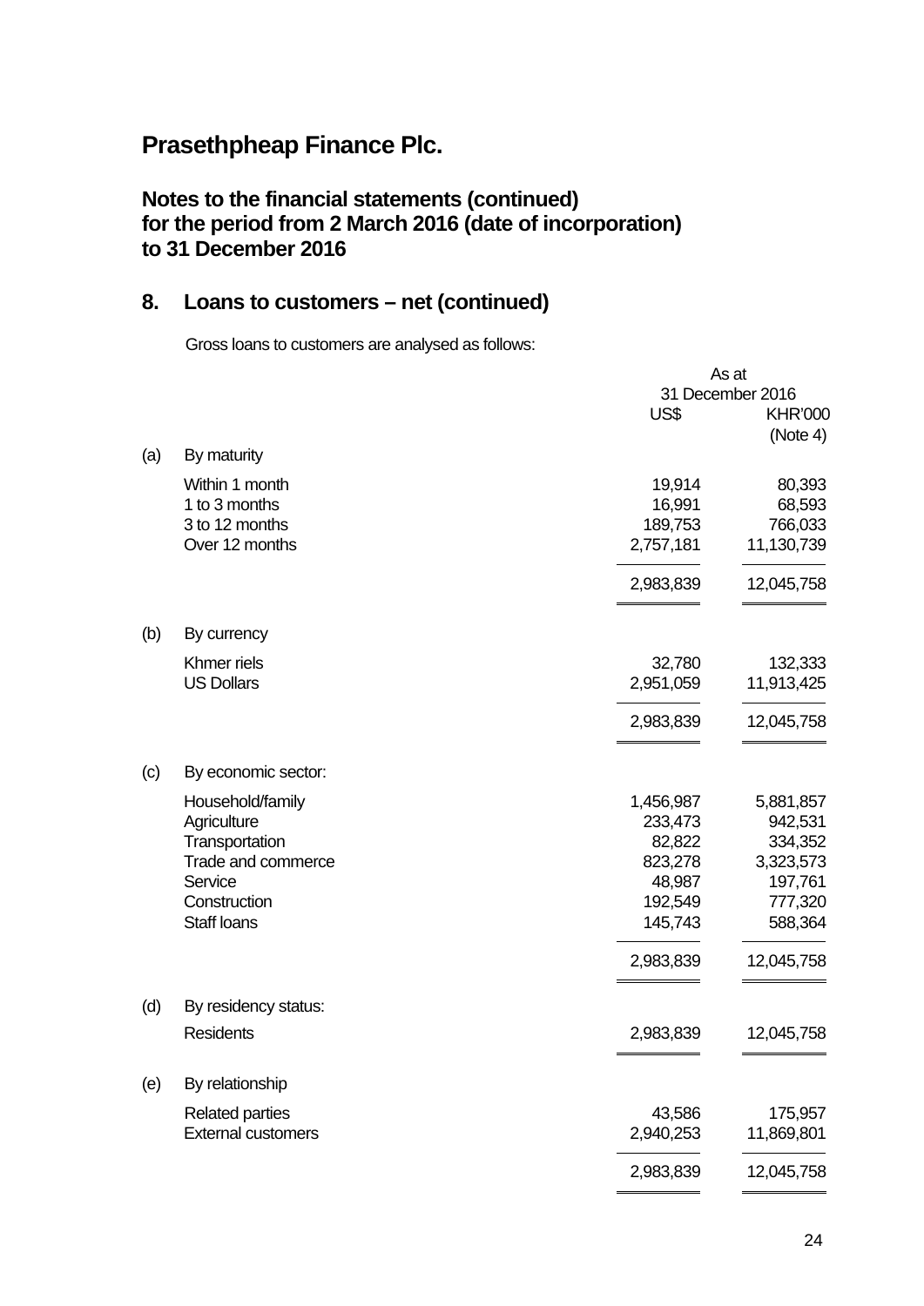# Prasethpheap Finance Plc.

## Notes to the financial statements (continued) for the period from 2 March 2016 (date of incorporation) to 31 December 2016

## 8. Loans to customers – net (continued)

Gross loans to customers are analysed as follows:

| | | As at 31 December 2016 | |
|---|---|---|---|
| | | US$ | KHR'000 (Note 4) |
| (a) | By maturity | | |
| | Within 1 month | 19,914 | 80,393 |
| | 1 to 3 months | 16,991 | 68,593 |
| | 3 to 12 months | 189,753 | 766,033 |
| | Over 12 months | 2,757,181 | 11,130,739 |
| | | 2,983,839 | 12,045,758 |
| (b) | By currency | | |
| | Khmer riels | 32,780 | 132,333 |
| | US Dollars | 2,951,059 | 11,913,425 |
| | | 2,983,839 | 12,045,758 |
| (c) | By economic sector: | | |
| | Household/family | 1,456,987 | 5,881,857 |
| | Agriculture | 233,473 | 942,531 |
| | Transportation | 82,822 | 334,352 |
| | Trade and commerce | 823,278 | 3,323,573 |
| | Service | 48,987 | 197,761 |
| | Construction | 192,549 | 777,320 |
| | Staff loans | 145,743 | 588,364 |
| | | 2,983,839 | 12,045,758 |
| (d) | By residency status: | | |
| | Residents | 2,983,839 | 12,045,758 |
| (e) | By relationship | | |
| | Related parties | 43,586 | 175,957 |
| | External customers | 2,940,253 | 11,869,801 |
| | | 2,983,839 | 12,045,758 |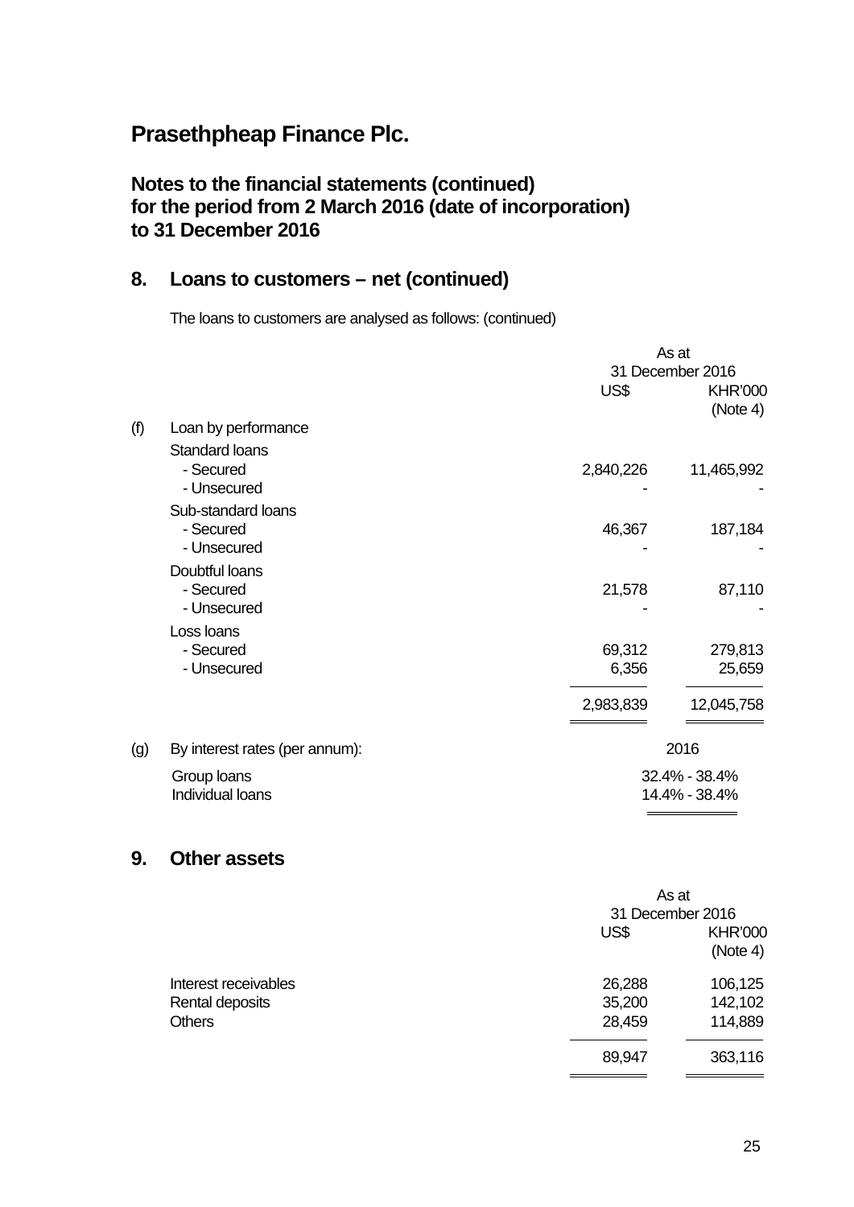# Prasethpheap Finance Plc.

## Notes to the financial statements (continued) for the period from 2 March 2016 (date of incorporation) to 31 December 2016

## 8. Loans to customers – net (continued)

The loans to customers are analysed as follows: (continued)

| | | As at 31 December 2016 | |
|---|---|---|---|
| | | US$ | KHR'000 (Note 4) |
| (f) | Loan by performance | | |
| | Standard loans | | |
| | - Secured | 2,840,226 | 11,465,992 |
| | - Unsecured | - | - |
| | Sub-standard loans | | |
| | - Secured | 46,367 | 187,184 |
| | - Unsecured | - | - |
| | Doubtful loans | | |
| | - Secured | 21,578 | 87,110 |
| | - Unsecured | - | - |
| | Loss loans | | |
| | - Secured | 69,312 | 279,813 |
| | - Unsecured | 6,356 | 25,659 |
| | | 2,983,839 | 12,045,758 |

| | | 2016 |
|---|---|---|
| (g) | By interest rates (per annum): | |
| | Group loans | 32.4% - 38.4% |
| | Individual loans | 14.4% - 38.4% |

## 9. Other assets

| | As at 31 December 2016 | |
|---|---|---|
| | US$ | KHR'000 (Note 4) |
| Interest receivables | 26,288 | 106,125 |
| Rental deposits | 35,200 | 142,102 |
| Others | 28,459 | 114,889 |
| | 89,947 | 363,116 |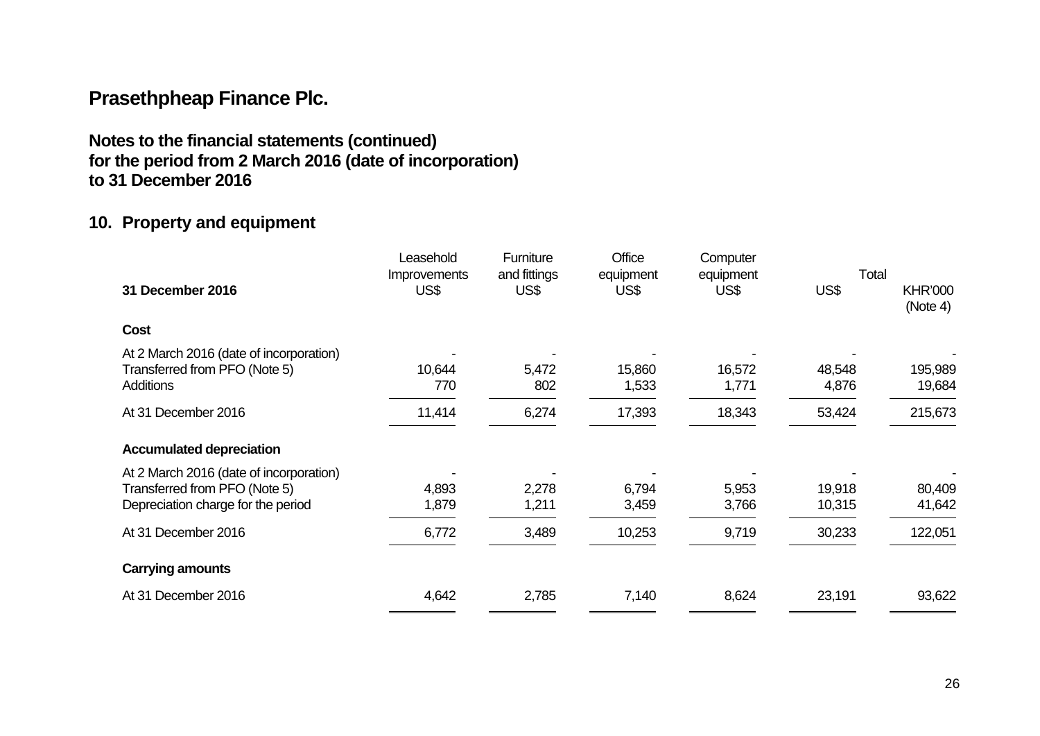# Prasethpheap Finance Plc.

## Notes to the financial statements (continued) for the period from 2 March 2016 (date of incorporation) to 31 December 2016

### 10. Property and equipment

| 31 December 2016 | Leasehold Improvements US$ | Furniture and fittings US$ | Office equipment US$ | Computer equipment US$ | Total US$ | Total KHR'000 (Note 4) |
|---|---|---|---|---|---|---|
| **Cost** | | | | | | |
| At 2 March 2016 (date of incorporation) | - | - | - | - | - | - |
| Transferred from PFO (Note 5) | 10,644 | 5,472 | 15,860 | 16,572 | 48,548 | 195,989 |
| Additions | 770 | 802 | 1,533 | 1,771 | 4,876 | 19,684 |
| At 31 December 2016 | 11,414 | 6,274 | 17,393 | 18,343 | 53,424 | 215,673 |
| **Accumulated depreciation** | | | | | | |
| At 2 March 2016 (date of incorporation) | - | - | - | - | - | - |
| Transferred from PFO (Note 5) | 4,893 | 2,278 | 6,794 | 5,953 | 19,918 | 80,409 |
| Depreciation charge for the period | 1,879 | 1,211 | 3,459 | 3,766 | 10,315 | 41,642 |
| At 31 December 2016 | 6,772 | 3,489 | 10,253 | 9,719 | 30,233 | 122,051 |
| **Carrying amounts** | | | | | | |
| At 31 December 2016 | 4,642 | 2,785 | 7,140 | 8,624 | 23,191 | 93,622 |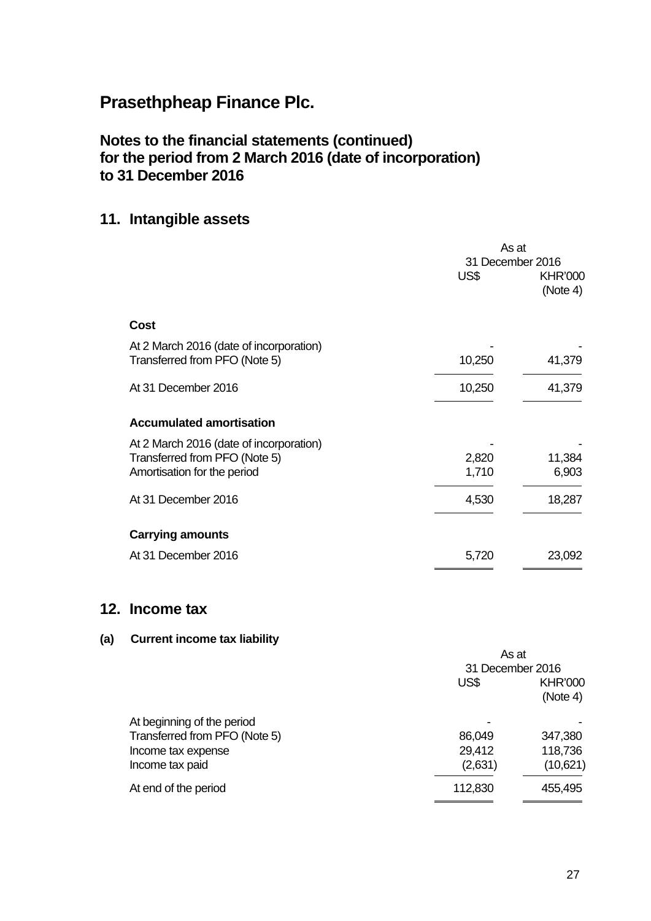# Prasethpheap Finance Plc.

## Notes to the financial statements (continued) for the period from 2 March 2016 (date of incorporation) to 31 December 2016

## 11. Intangible assets

| | As at 31 December 2016 | |
|---|---|---|
| | US$ | KHR'000 (Note 4) |
| **Cost** | | |
| At 2 March 2016 (date of incorporation) | - | - |
| Transferred from PFO (Note 5) | 10,250 | 41,379 |
| At 31 December 2016 | 10,250 | 41,379 |
| **Accumulated amortisation** | | |
| At 2 March 2016 (date of incorporation) | - | - |
| Transferred from PFO (Note 5) | 2,820 | 11,384 |
| Amortisation for the period | 1,710 | 6,903 |
| At 31 December 2016 | 4,530 | 18,287 |
| **Carrying amounts** | | |
| At 31 December 2016 | 5,720 | 23,092 |

## 12. Income tax

### (a) Current income tax liability

| | As at 31 December 2016 | |
|---|---|---|
| | US$ | KHR'000 (Note 4) |
| At beginning of the period | - | - |
| Transferred from PFO (Note 5) | 86,049 | 347,380 |
| Income tax expense | 29,412 | 118,736 |
| Income tax paid | (2,631) | (10,621) |
| At end of the period | 112,830 | 455,495 |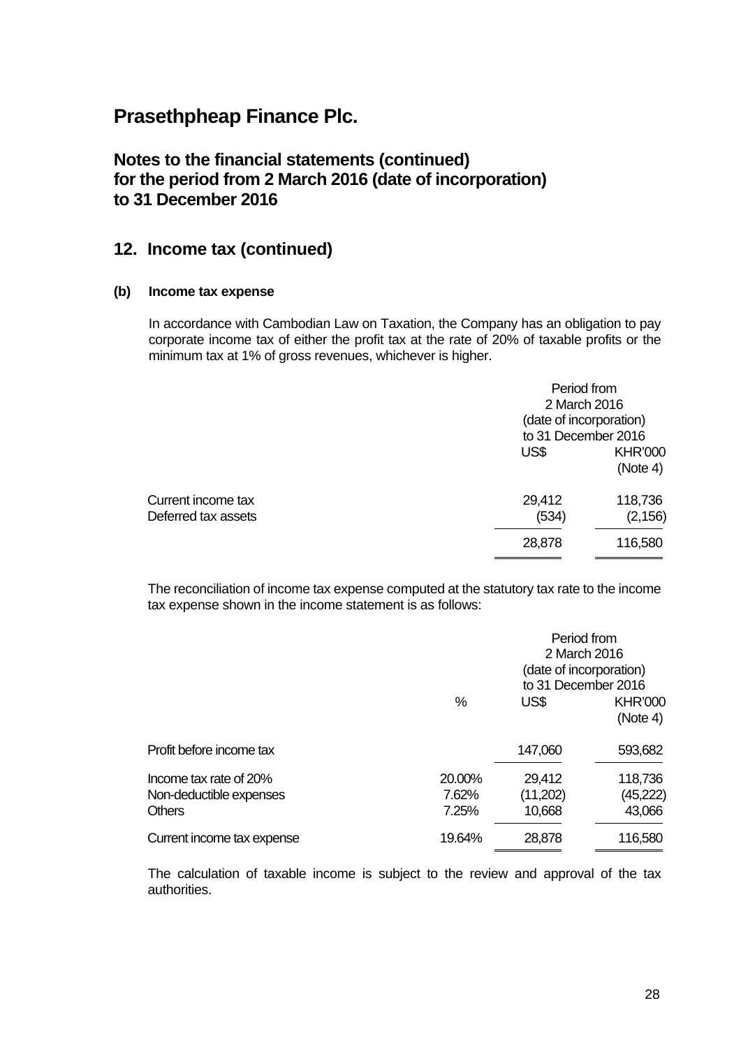# Prasethpheap Finance Plc.

## Notes to the financial statements (continued) for the period from 2 March 2016 (date of incorporation) to 31 December 2016

## 12. Income tax (continued)

### (b) Income tax expense

In accordance with Cambodian Law on Taxation, the Company has an obligation to pay corporate income tax of either the profit tax at the rate of 20% of taxable profits or the minimum tax at 1% of gross revenues, whichever is higher.

| | Period from 2 March 2016 (date of incorporation) to 31 December 2016 | |
|---|---|---|
| | US$ | KHR'000 (Note 4) |
| Current income tax | 29,412 | 118,736 |
| Deferred tax assets | (534) | (2,156) |
| | 28,878 | 116,580 |

The reconciliation of income tax expense computed at the statutory tax rate to the income tax expense shown in the income statement is as follows:

| | | Period from 2 March 2016 (date of incorporation) to 31 December 2016 | |
|---|---|---|---|
| | % | US$ | KHR'000 (Note 4) |
| Profit before income tax | | 147,060 | 593,682 |
| Income tax rate of 20% | 20.00% | 29,412 | 118,736 |
| Non-deductible expenses | 7.62% | (11,202) | (45,222) |
| Others | 7.25% | 10,668 | 43,066 |
| Current income tax expense | 19.64% | 28,878 | 116,580 |

The calculation of taxable income is subject to the review and approval of the tax authorities.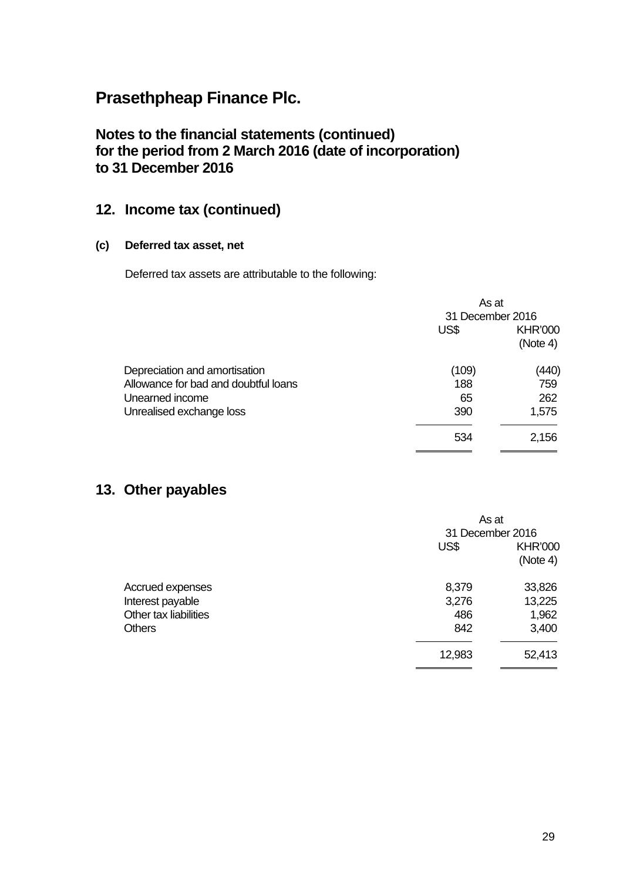# Prasethpheap Finance Plc.

## Notes to the financial statements (continued)
## for the period from 2 March 2016 (date of incorporation) to 31 December 2016

## 12. Income tax (continued)

### (c) Deferred tax asset, net

Deferred tax assets are attributable to the following:

| | As at 31 December 2016 | |
|---|---|---|
| | US$ | KHR'000 (Note 4) |
| Depreciation and amortisation | (109) | (440) |
| Allowance for bad and doubtful loans | 188 | 759 |
| Unearned income | 65 | 262 |
| Unrealised exchange loss | 390 | 1,575 |
| | 534 | 2,156 |

## 13. Other payables

| | As at 31 December 2016 | |
|---|---|---|
| | US$ | KHR'000 (Note 4) |
| Accrued expenses | 8,379 | 33,826 |
| Interest payable | 3,276 | 13,225 |
| Other tax liabilities | 486 | 1,962 |
| Others | 842 | 3,400 |
| | 12,983 | 52,413 |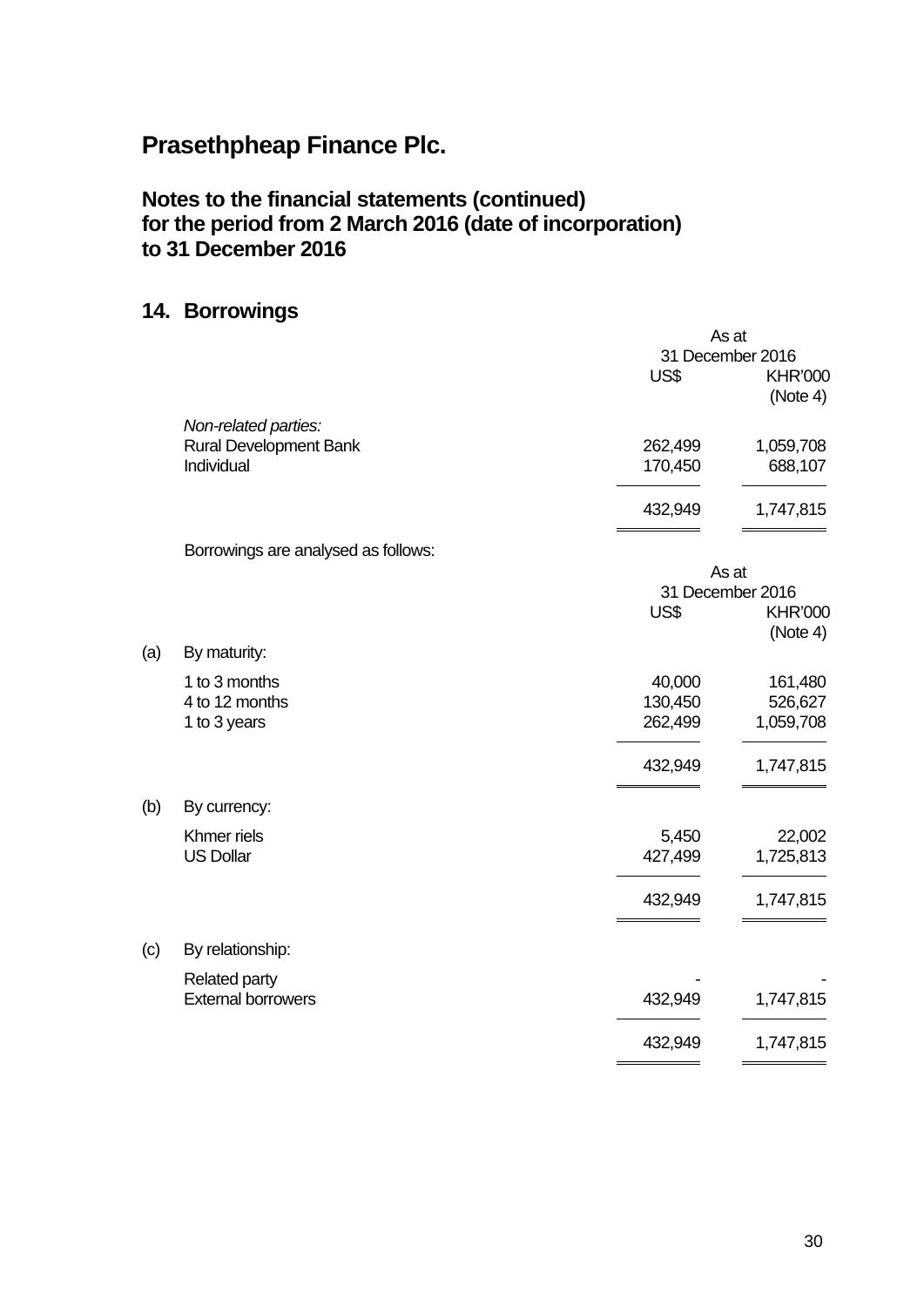## Prasethpheap Finance Plc.

### Notes to the financial statements (continued) for the period from 2 March 2016 (date of incorporation) to 31 December 2016

### 14. Borrowings

| | As at 31 December 2016 | |
|---|---|---|
| | US$ | KHR'000 (Note 4) |
| *Non-related parties:* | | |
| Rural Development Bank | 262,499 | 1,059,708 |
| Individual | 170,450 | 688,107 |
| | 432,949 | 1,747,815 |

Borrowings are analysed as follows:

| | | As at 31 December 2016 | |
|---|---|---|---|
| | | US$ | KHR'000 (Note 4) |
| (a) | By maturity: | | |
| | 1 to 3 months | 40,000 | 161,480 |
| | 4 to 12 months | 130,450 | 526,627 |
| | 1 to 3 years | 262,499 | 1,059,708 |
| | | 432,949 | 1,747,815 |
| (b) | By currency: | | |
| | Khmer riels | 5,450 | 22,002 |
| | US Dollar | 427,499 | 1,725,813 |
| | | 432,949 | 1,747,815 |
| (c) | By relationship: | | |
| | Related party | - | - |
| | External borrowers | 432,949 | 1,747,815 |
| | | 432,949 | 1,747,815 |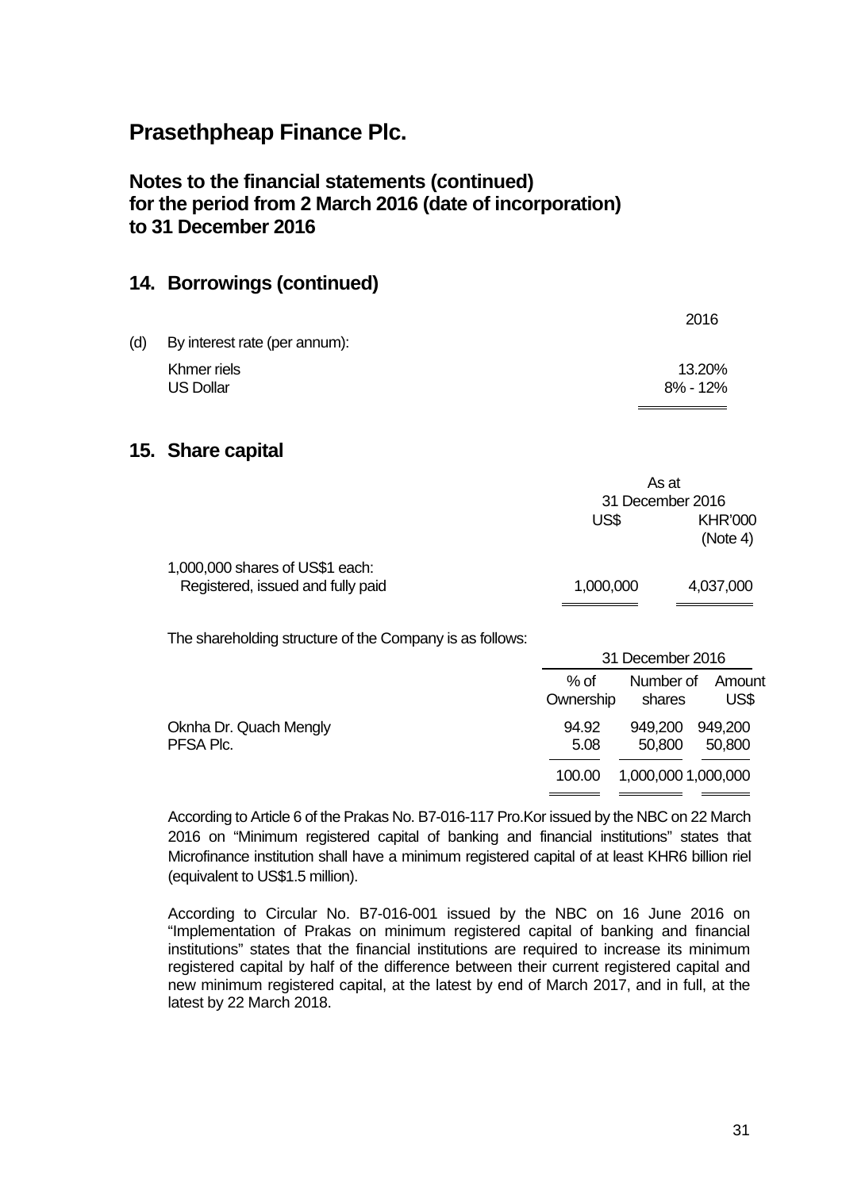# Prasethpheap Finance Plc.

## Notes to the financial statements (continued) for the period from 2 March 2016 (date of incorporation) to 31 December 2016

## 14. Borrowings (continued)

| | | 2016 |
|---|---|---|
| (d) | By interest rate (per annum): | |
| | Khmer riels | 13.20% |
| | US Dollar | 8% - 12% |

## 15. Share capital

| | As at 31 December 2016 | |
|---|---|---|
| | US$ | KHR'000 (Note 4) |
| 1,000,000 shares of US$1 each: | | |
| Registered, issued and fully paid | 1,000,000 | 4,037,000 |

The shareholding structure of the Company is as follows:

| | 31 December 2016 | | |
|---|---|---|---|
| | % of Ownership | Number of shares | Amount US$ |
| Oknha Dr. Quach Mengly | 94.92 | 949,200 | 949,200 |
| PFSA Plc. | 5.08 | 50,800 | 50,800 |
| | 100.00 | 1,000,000 | 1,000,000 |

According to Article 6 of the Prakas No. B7-016-117 Pro.Kor issued by the NBC on 22 March 2016 on "Minimum registered capital of banking and financial institutions" states that Microfinance institution shall have a minimum registered capital of at least KHR6 billion riel (equivalent to US$1.5 million).

According to Circular No. B7-016-001 issued by the NBC on 16 June 2016 on "Implementation of Prakas on minimum registered capital of banking and financial institutions" states that the financial institutions are required to increase its minimum registered capital by half of the difference between their current registered capital and new minimum registered capital, at the latest by end of March 2017, and in full, at the latest by 22 March 2018.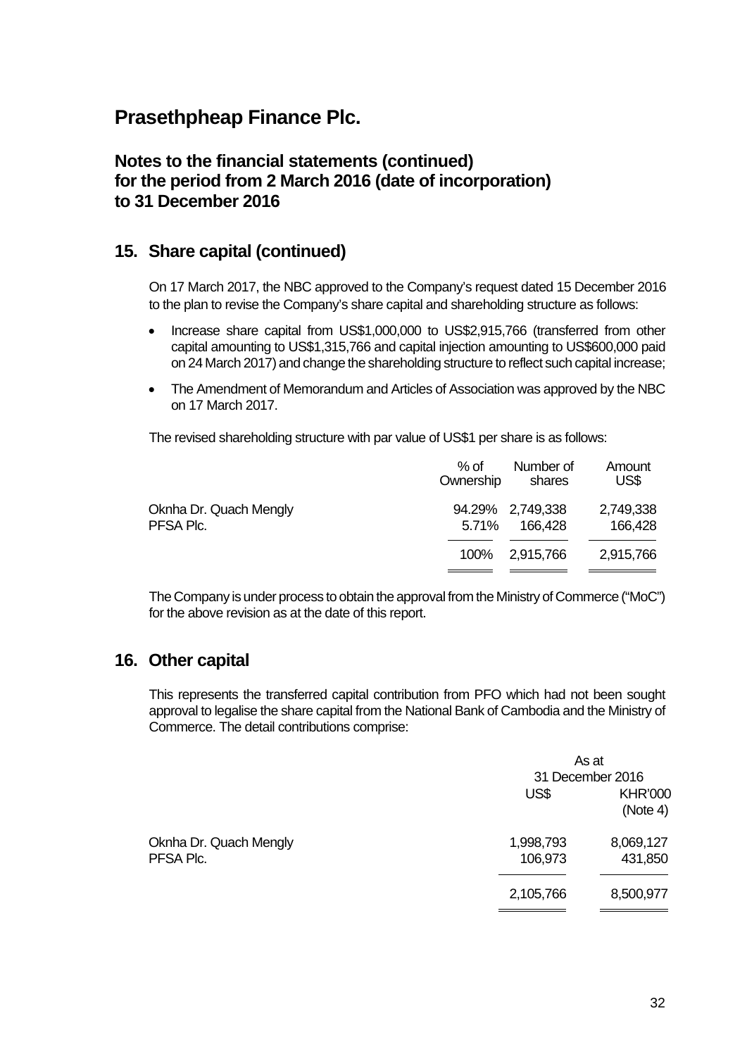# Prasethpheap Finance Plc.

## Notes to the financial statements (continued)
## for the period from 2 March 2016 (date of incorporation) to 31 December 2016

## 15. Share capital (continued)

On 17 March 2017, the NBC approved to the Company's request dated 15 December 2016 to the plan to revise the Company's share capital and shareholding structure as follows:

- Increase share capital from US$1,000,000 to US$2,915,766 (transferred from other capital amounting to US$1,315,766 and capital injection amounting to US$600,000 paid on 24 March 2017) and change the shareholding structure to reflect such capital increase;
- The Amendment of Memorandum and Articles of Association was approved by the NBC on 17 March 2017.

The revised shareholding structure with par value of US$1 per share is as follows:

| | % of Ownership | Number of shares | Amount US$ |
|---|---|---|---|
| Oknha Dr. Quach Mengly | 94.29% | 2,749,338 | 2,749,338 |
| PFSA Plc. | 5.71% | 166,428 | 166,428 |
| | 100% | 2,915,766 | 2,915,766 |

The Company is under process to obtain the approval from the Ministry of Commerce ("MoC") for the above revision as at the date of this report.

## 16. Other capital

This represents the transferred capital contribution from PFO which had not been sought approval to legalise the share capital from the National Bank of Cambodia and the Ministry of Commerce. The detail contributions comprise:

| | As at 31 December 2016 | |
|---|---|---|
| | US$ | KHR'000 (Note 4) |
| Oknha Dr. Quach Mengly | 1,998,793 | 8,069,127 |
| PFSA Plc. | 106,973 | 431,850 |
| | 2,105,766 | 8,500,977 |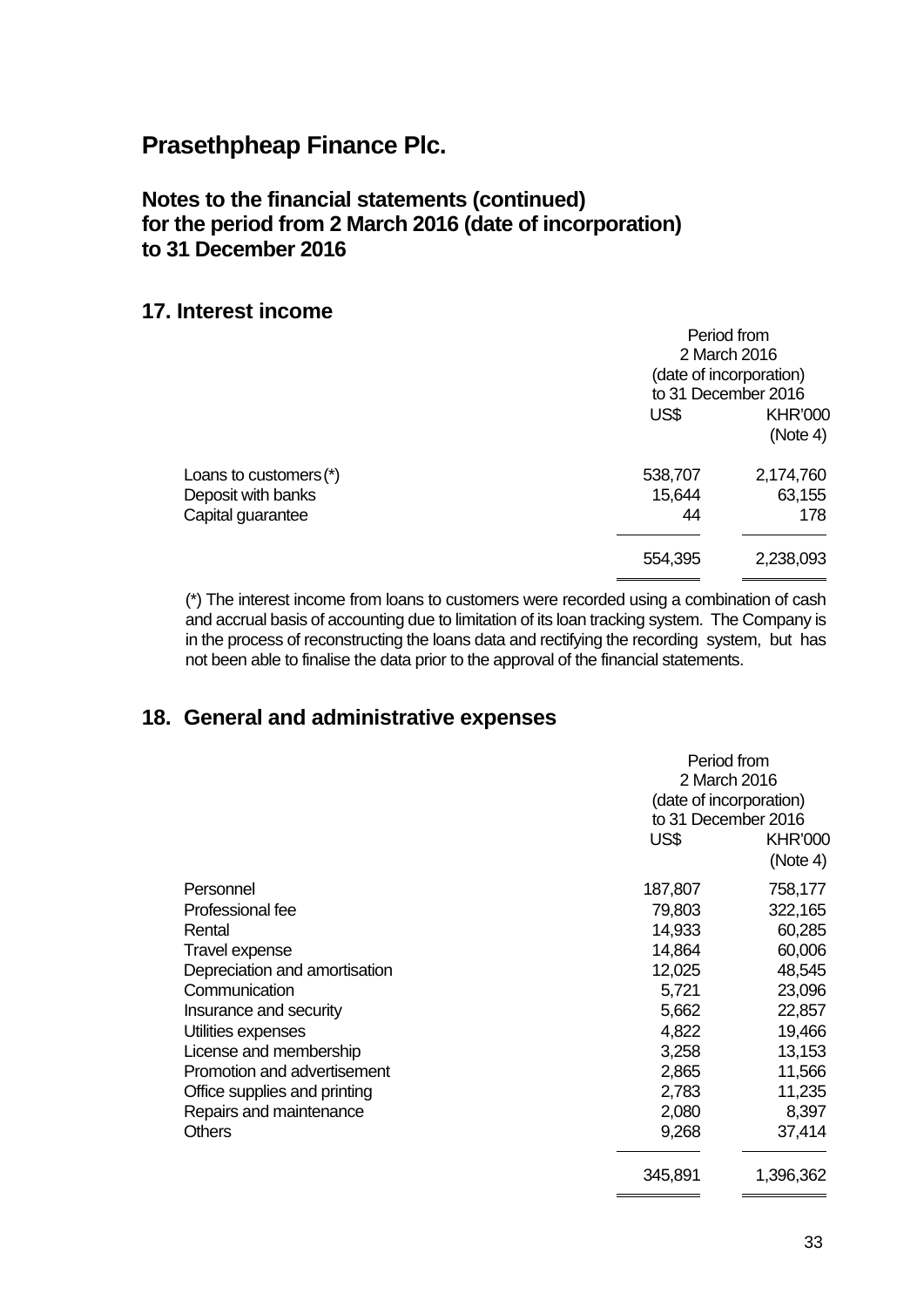# Prasethpheap Finance Plc.

## Notes to the financial statements (continued)
## for the period from 2 March 2016 (date of incorporation)
## to 31 December 2016

### 17. Interest income

| | Period from 2 March 2016 (date of incorporation) to 31 December 2016 | |
|---|---|---|
| | US$ | KHR'000 (Note 4) |
| Loans to customers (*) | 538,707 | 2,174,760 |
| Deposit with banks | 15,644 | 63,155 |
| Capital guarantee | 44 | 178 |
| | 554,395 | 2,238,093 |

(*) The interest income from loans to customers were recorded using a combination of cash and accrual basis of accounting due to limitation of its loan tracking system. The Company is in the process of reconstructing the loans data and rectifying the recording system, but has not been able to finalise the data prior to the approval of the financial statements.

### 18. General and administrative expenses

| | Period from 2 March 2016 (date of incorporation) to 31 December 2016 | |
|---|---|---|
| | US$ | KHR'000 (Note 4) |
| Personnel | 187,807 | 758,177 |
| Professional fee | 79,803 | 322,165 |
| Rental | 14,933 | 60,285 |
| Travel expense | 14,864 | 60,006 |
| Depreciation and amortisation | 12,025 | 48,545 |
| Communication | 5,721 | 23,096 |
| Insurance and security | 5,662 | 22,857 |
| Utilities expenses | 4,822 | 19,466 |
| License and membership | 3,258 | 13,153 |
| Promotion and advertisement | 2,865 | 11,566 |
| Office supplies and printing | 2,783 | 11,235 |
| Repairs and maintenance | 2,080 | 8,397 |
| Others | 9,268 | 37,414 |
| | 345,891 | 1,396,362 |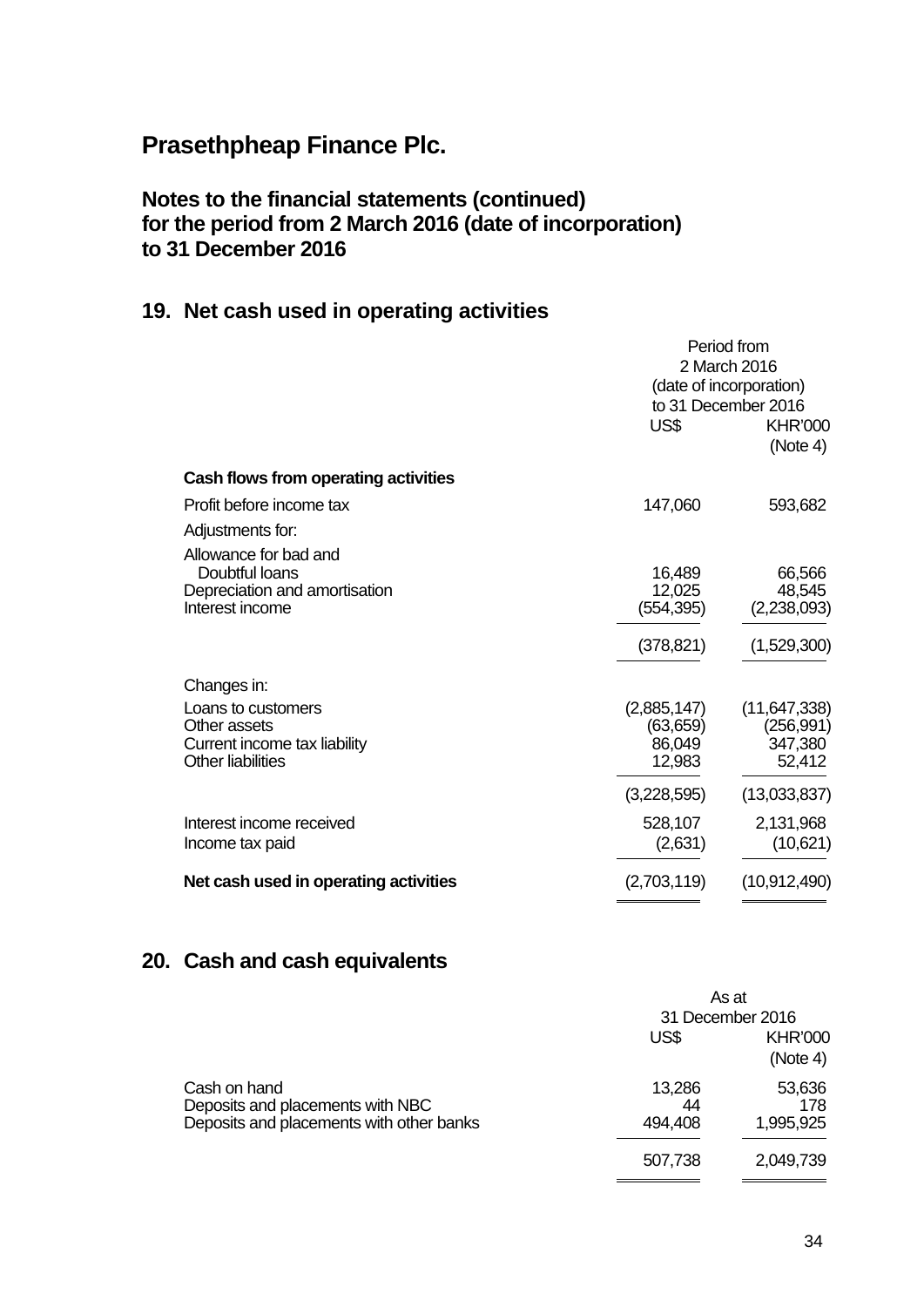# Prasethpheap Finance Plc.

## Notes to the financial statements (continued) for the period from 2 March 2016 (date of incorporation) to 31 December 2016

## 19. Net cash used in operating activities

| | Period from 2 March 2016 (date of incorporation) to 31 December 2016 | |
|---|---|---|
| | US$ | KHR'000 (Note 4) |
| **Cash flows from operating activities** | | |
| Profit before income tax | 147,060 | 593,682 |
| Adjustments for: | | |
| Allowance for bad and Doubtful loans | 16,489 | 66,566 |
| Depreciation and amortisation | 12,025 | 48,545 |
| Interest income | (554,395) | (2,238,093) |
| | (378,821) | (1,529,300) |
| Changes in: | | |
| Loans to customers | (2,885,147) | (11,647,338) |
| Other assets | (63,659) | (256,991) |
| Current income tax liability | 86,049 | 347,380 |
| Other liabilities | 12,983 | 52,412 |
| | (3,228,595) | (13,033,837) |
| Interest income received | 528,107 | 2,131,968 |
| Income tax paid | (2,631) | (10,621) |
| **Net cash used in operating activities** | (2,703,119) | (10,912,490) |

## 20. Cash and cash equivalents

| | As at 31 December 2016 | |
|---|---|---|
| | US$ | KHR'000 (Note 4) |
| Cash on hand | 13,286 | 53,636 |
| Deposits and placements with NBC | 44 | 178 |
| Deposits and placements with other banks | 494,408 | 1,995,925 |
| | 507,738 | 2,049,739 |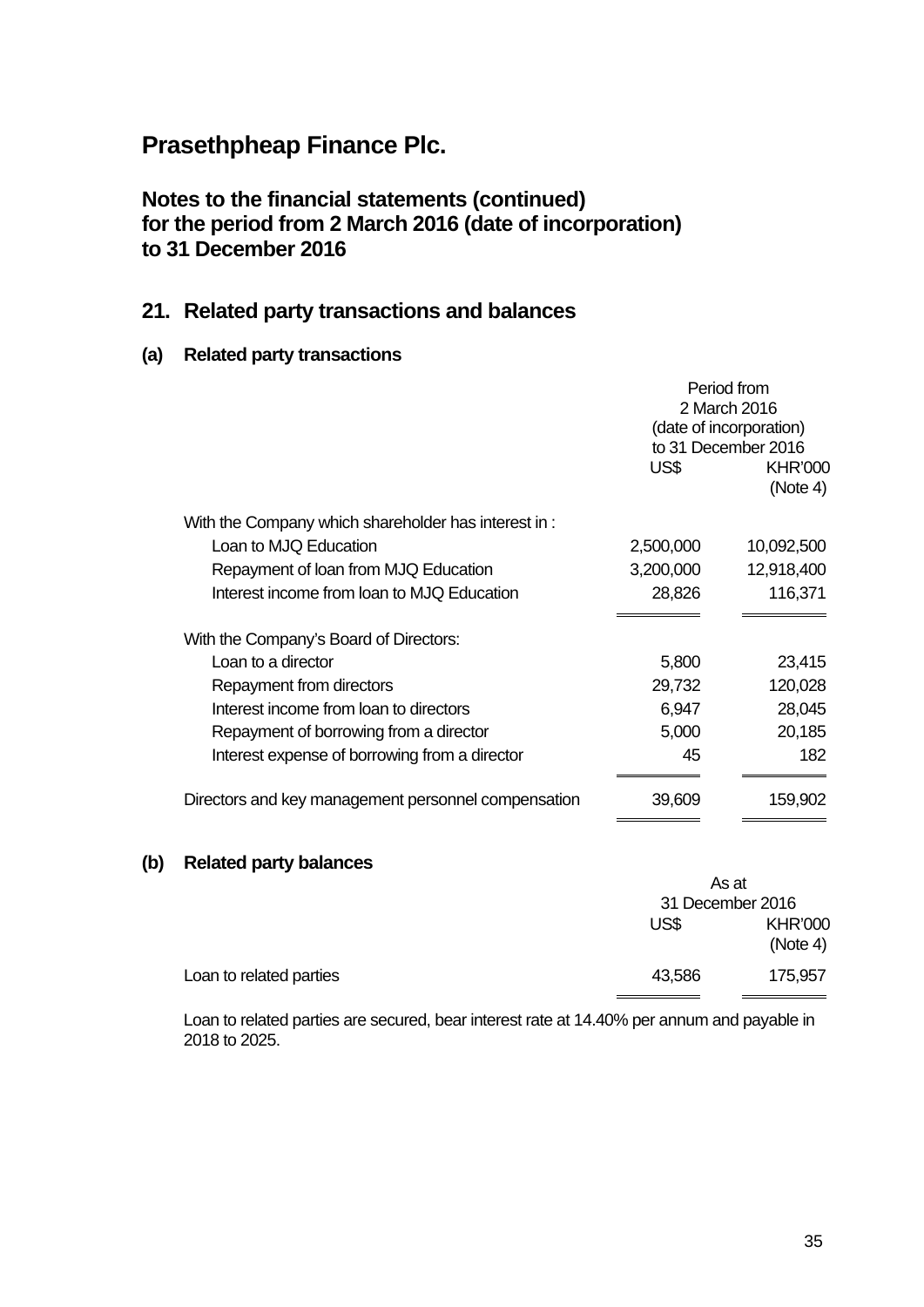# Prasethpheap Finance Plc.

## Notes to the financial statements (continued)
## for the period from 2 March 2016 (date of incorporation) to 31 December 2016

## 21. Related party transactions and balances

### (a) Related party transactions

| | Period from 2 March 2016 (date of incorporation) to 31 December 2016 | |
|---|---|---|
| | US$ | KHR'000 (Note 4) |
| With the Company which shareholder has interest in : | | |
| Loan to MJQ Education | 2,500,000 | 10,092,500 |
| Repayment of loan from MJQ Education | 3,200,000 | 12,918,400 |
| Interest income from loan to MJQ Education | 28,826 | 116,371 |
| With the Company's Board of Directors: | | |
| Loan to a director | 5,800 | 23,415 |
| Repayment from directors | 29,732 | 120,028 |
| Interest income from loan to directors | 6,947 | 28,045 |
| Repayment of borrowing from a director | 5,000 | 20,185 |
| Interest expense of borrowing from a director | 45 | 182 |
| Directors and key management personnel compensation | 39,609 | 159,902 |

### (b) Related party balances

| | As at 31 December 2016 | |
|---|---|---|
| | US$ | KHR'000 (Note 4) |
| Loan to related parties | 43,586 | 175,957 |

Loan to related parties are secured, bear interest rate at 14.40% per annum and payable in 2018 to 2025.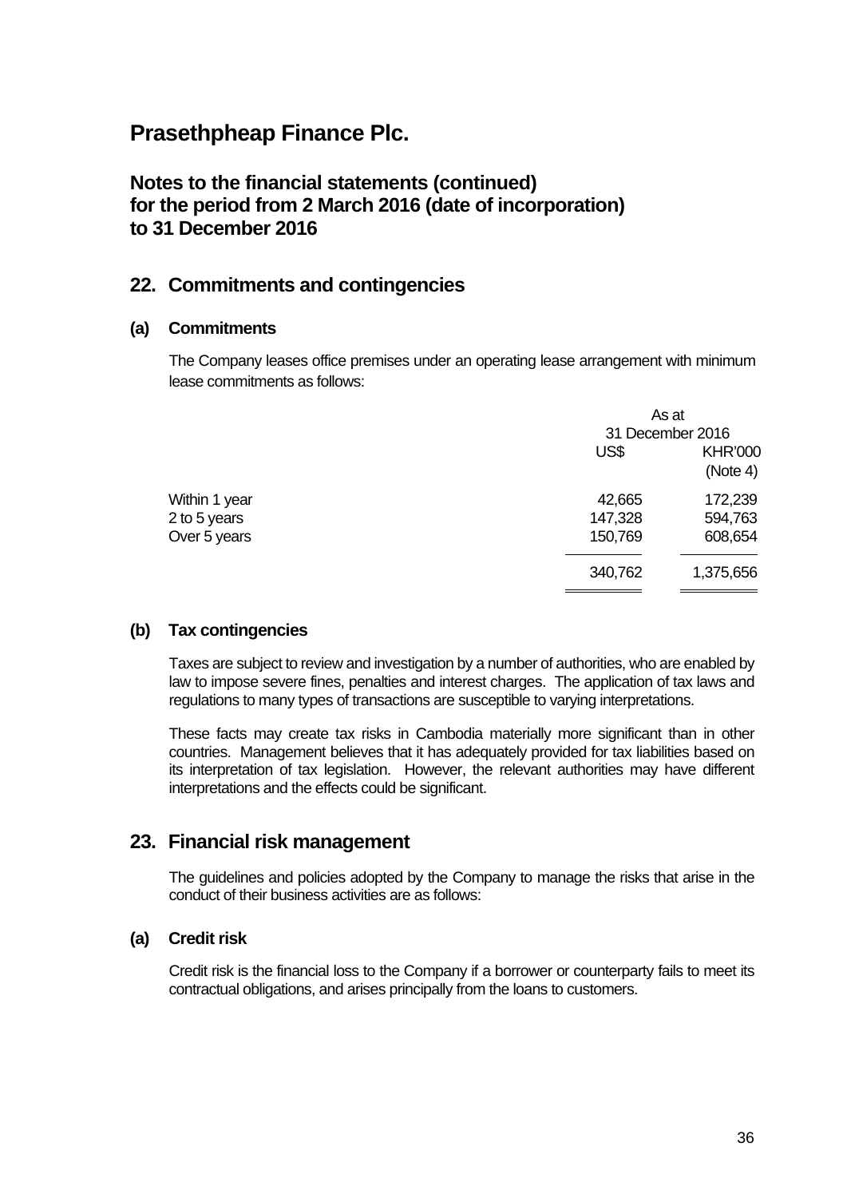# Prasethpheap Finance Plc.

## Notes to the financial statements (continued) for the period from 2 March 2016 (date of incorporation) to 31 December 2016

## 22. Commitments and contingencies

### (a) Commitments

The Company leases office premises under an operating lease arrangement with minimum lease commitments as follows:

| | As at 31 December 2016 | |
|---|---|---|
| | US$ | KHR'000 (Note 4) |
| Within 1 year | 42,665 | 172,239 |
| 2 to 5 years | 147,328 | 594,763 |
| Over 5 years | 150,769 | 608,654 |
| | 340,762 | 1,375,656 |

### (b) Tax contingencies

Taxes are subject to review and investigation by a number of authorities, who are enabled by law to impose severe fines, penalties and interest charges. The application of tax laws and regulations to many types of transactions are susceptible to varying interpretations.

These facts may create tax risks in Cambodia materially more significant than in other countries. Management believes that it has adequately provided for tax liabilities based on its interpretation of tax legislation. However, the relevant authorities may have different interpretations and the effects could be significant.

## 23. Financial risk management

The guidelines and policies adopted by the Company to manage the risks that arise in the conduct of their business activities are as follows:

### (a) Credit risk

Credit risk is the financial loss to the Company if a borrower or counterparty fails to meet its contractual obligations, and arises principally from the loans to customers.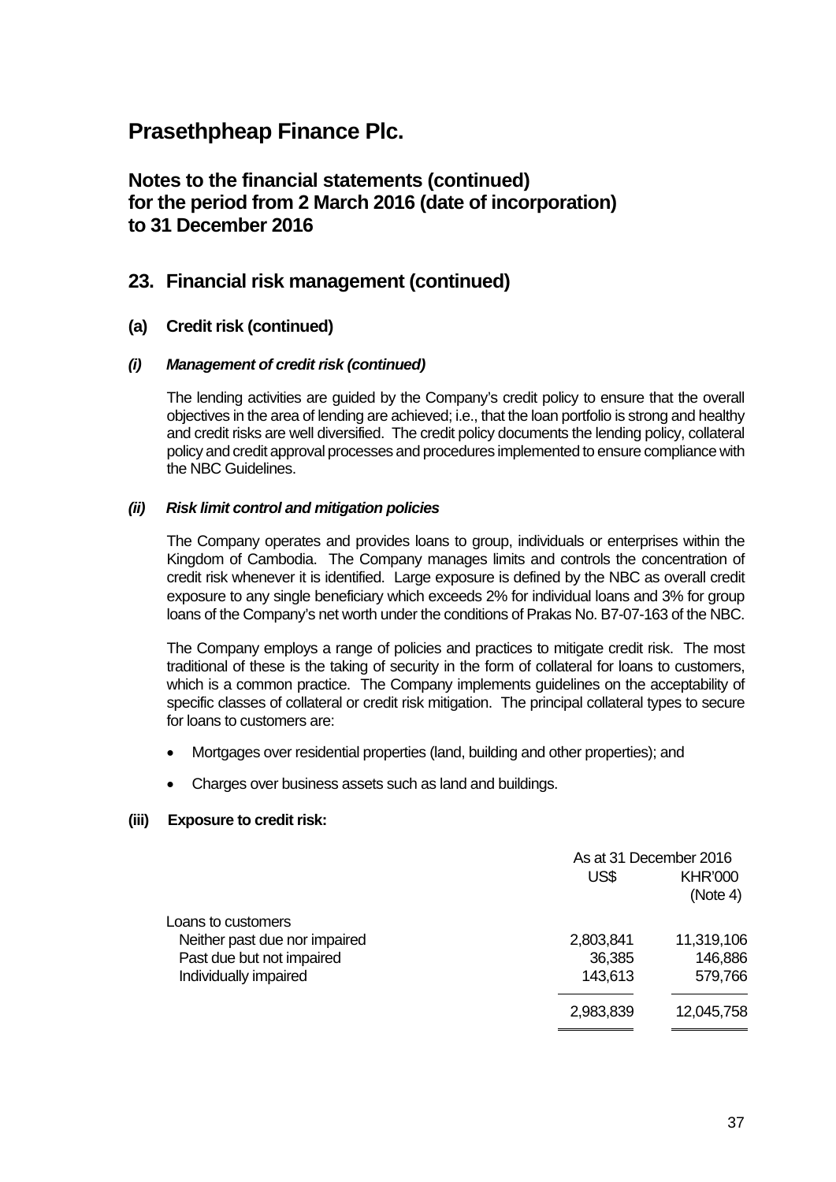# Prasethpheap Finance Plc.

## Notes to the financial statements (continued) for the period from 2 March 2016 (date of incorporation) to 31 December 2016

## 23. Financial risk management (continued)

### (a) Credit risk (continued)

#### *(i) Management of credit risk (continued)*

The lending activities are guided by the Company's credit policy to ensure that the overall objectives in the area of lending are achieved; i.e., that the loan portfolio is strong and healthy and credit risks are well diversified. The credit policy documents the lending policy, collateral policy and credit approval processes and procedures implemented to ensure compliance with the NBC Guidelines.

#### *(ii) Risk limit control and mitigation policies*

The Company operates and provides loans to group, individuals or enterprises within the Kingdom of Cambodia. The Company manages limits and controls the concentration of credit risk whenever it is identified. Large exposure is defined by the NBC as overall credit exposure to any single beneficiary which exceeds 2% for individual loans and 3% for group loans of the Company's net worth under the conditions of Prakas No. B7-07-163 of the NBC.

The Company employs a range of policies and practices to mitigate credit risk. The most traditional of these is the taking of security in the form of collateral for loans to customers, which is a common practice. The Company implements guidelines on the acceptability of specific classes of collateral or credit risk mitigation. The principal collateral types to secure for loans to customers are:

- Mortgages over residential properties (land, building and other properties); and
- Charges over business assets such as land and buildings.

#### (iii) Exposure to credit risk:

| | As at 31 December 2016 | |
|---|---|---|
| | US$ | KHR'000 (Note 4) |
| Loans to customers | | |
| Neither past due nor impaired | 2,803,841 | 11,319,106 |
| Past due but not impaired | 36,385 | 146,886 |
| Individually impaired | 143,613 | 579,766 |
| | 2,983,839 | 12,045,758 |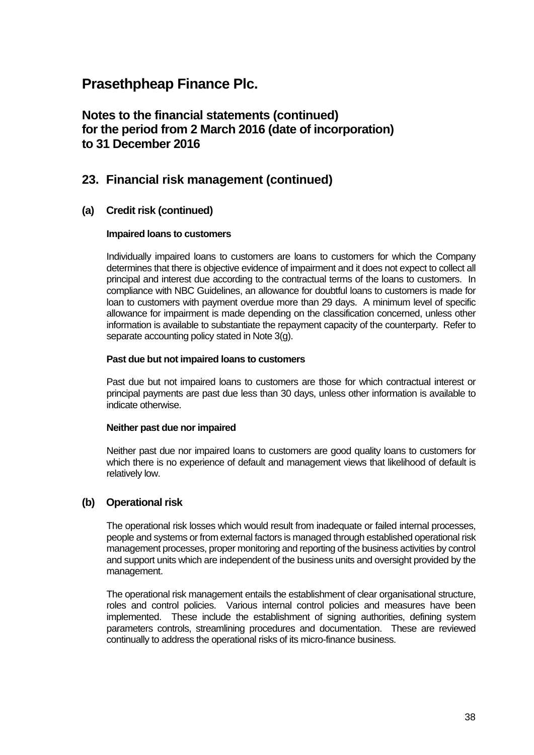# Prasethpheap Finance Plc.

## Notes to the financial statements (continued) for the period from 2 March 2016 (date of incorporation) to 31 December 2016

## 23. Financial risk management (continued)

### (a) Credit risk (continued)

#### Impaired loans to customers

Individually impaired loans to customers are loans to customers for which the Company determines that there is objective evidence of impairment and it does not expect to collect all principal and interest due according to the contractual terms of the loans to customers. In compliance with NBC Guidelines, an allowance for doubtful loans to customers is made for loan to customers with payment overdue more than 29 days. A minimum level of specific allowance for impairment is made depending on the classification concerned, unless other information is available to substantiate the repayment capacity of the counterparty. Refer to separate accounting policy stated in Note 3(g).

#### Past due but not impaired loans to customers

Past due but not impaired loans to customers are those for which contractual interest or principal payments are past due less than 30 days, unless other information is available to indicate otherwise.

#### Neither past due nor impaired

Neither past due nor impaired loans to customers are good quality loans to customers for which there is no experience of default and management views that likelihood of default is relatively low.

### (b) Operational risk

The operational risk losses which would result from inadequate or failed internal processes, people and systems or from external factors is managed through established operational risk management processes, proper monitoring and reporting of the business activities by control and support units which are independent of the business units and oversight provided by the management.

The operational risk management entails the establishment of clear organisational structure, roles and control policies. Various internal control policies and measures have been implemented. These include the establishment of signing authorities, defining system parameters controls, streamlining procedures and documentation. These are reviewed continually to address the operational risks of its micro-finance business.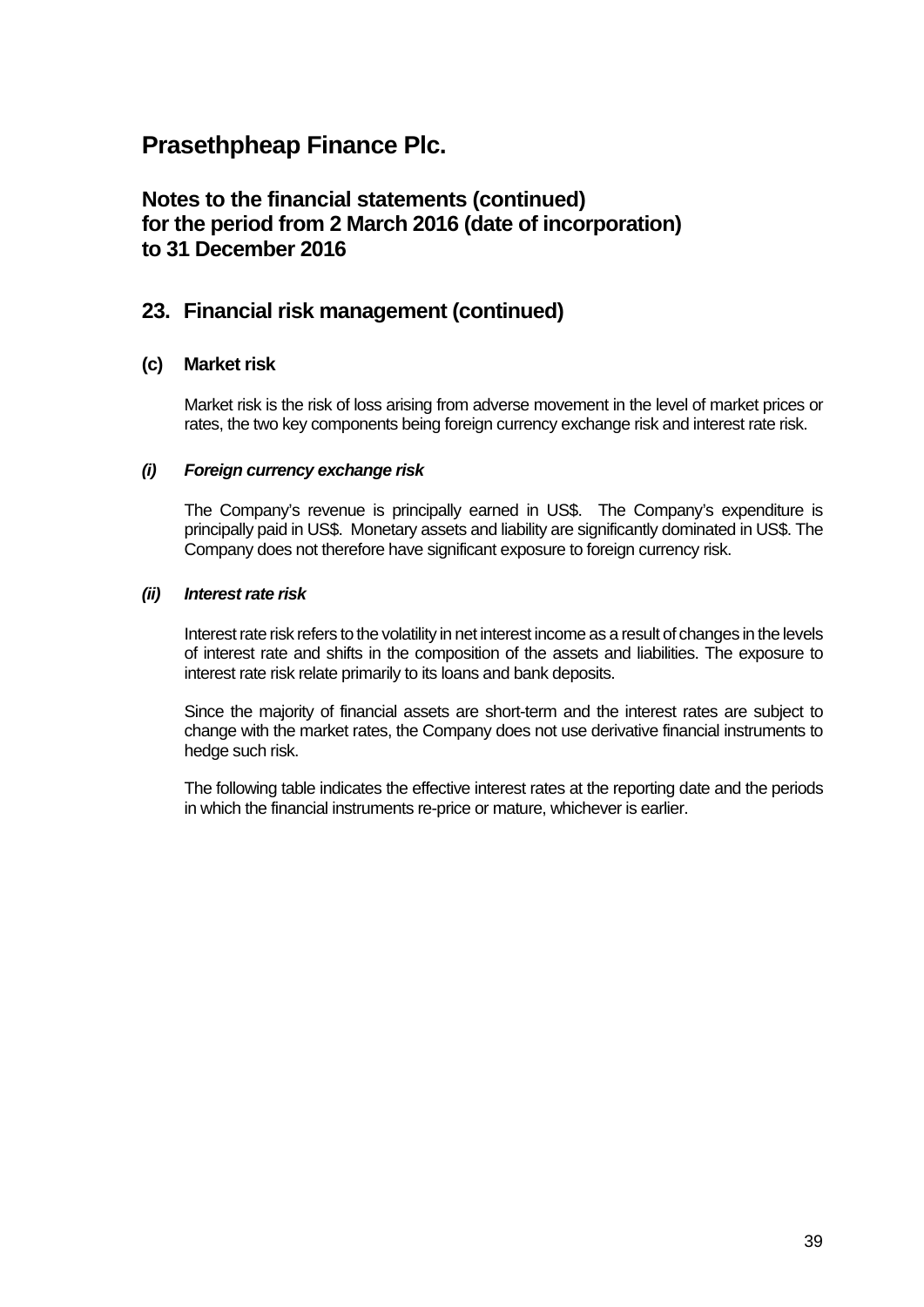# Prasethpheap Finance Plc.

## Notes to the financial statements (continued) for the period from 2 March 2016 (date of incorporation) to 31 December 2016

## 23. Financial risk management (continued)

### (c) Market risk

Market risk is the risk of loss arising from adverse movement in the level of market prices or rates, the two key components being foreign currency exchange risk and interest rate risk.

#### *(i) Foreign currency exchange risk*

The Company's revenue is principally earned in US$. The Company's expenditure is principally paid in US$. Monetary assets and liability are significantly dominated in US$. The Company does not therefore have significant exposure to foreign currency risk.

#### *(ii) Interest rate risk*

Interest rate risk refers to the volatility in net interest income as a result of changes in the levels of interest rate and shifts in the composition of the assets and liabilities. The exposure to interest rate risk relate primarily to its loans and bank deposits.

Since the majority of financial assets are short-term and the interest rates are subject to change with the market rates, the Company does not use derivative financial instruments to hedge such risk.

The following table indicates the effective interest rates at the reporting date and the periods in which the financial instruments re-price or mature, whichever is earlier.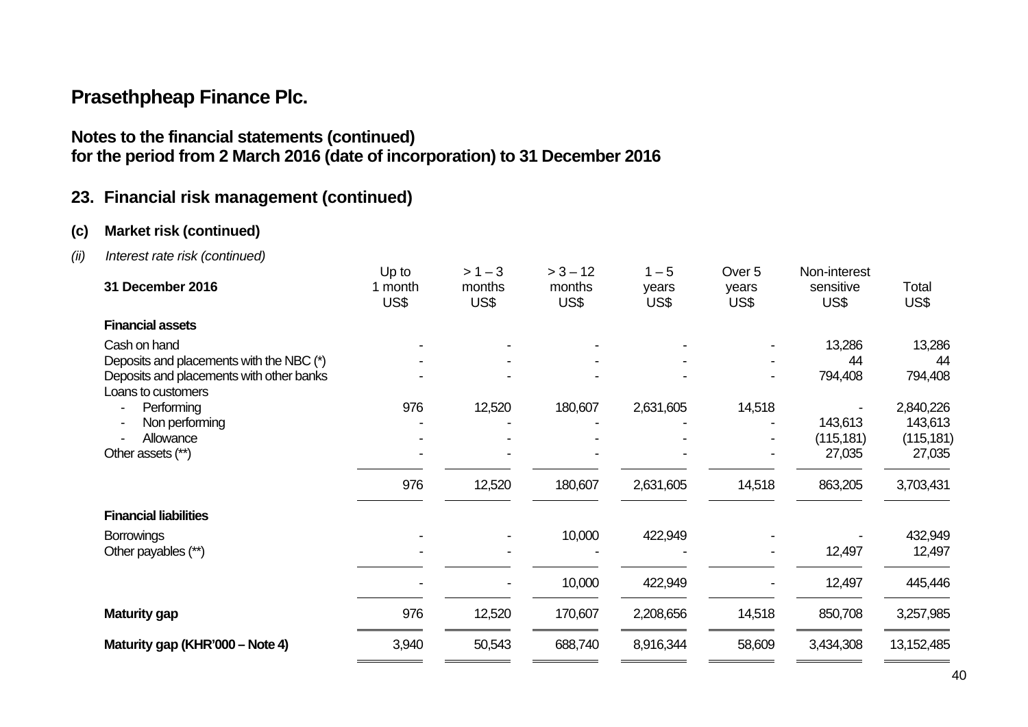# Prasethpheap Finance Plc.

## Notes to the financial statements (continued)
## for the period from 2 March 2016 (date of incorporation) to 31 December 2016

## 23. Financial risk management (continued)

### (c) Market risk (continued)

*(ii) Interest rate risk (continued)*

| 31 December 2016 | Up to 1 month US$ | > 1 – 3 months US$ | > 3 – 12 months US$ | 1 – 5 years US$ | Over 5 years US$ | Non-interest sensitive US$ | Total US$ |
|---|---|---|---|---|---|---|---|
| **Financial assets** | | | | | | | |
| Cash on hand | - | - | - | - | - | 13,286 | 13,286 |
| Deposits and placements with the NBC (*) | - | - | - | - | - | 44 | 44 |
| Deposits and placements with other banks | - | - | - | - | - | 794,408 | 794,408 |
| Loans to customers | | | | | | | |
| - Performing | 976 | 12,520 | 180,607 | 2,631,605 | 14,518 | - | 2,840,226 |
| - Non performing | - | - | - | - | - | 143,613 | 143,613 |
| - Allowance | - | - | - | - | - | (115,181) | (115,181) |
| Other assets (**) | - | - | - | - | - | 27,035 | 27,035 |
| | 976 | 12,520 | 180,607 | 2,631,605 | 14,518 | 863,205 | 3,703,431 |
| **Financial liabilities** | | | | | | | |
| Borrowings | - | - | 10,000 | 422,949 | - | - | 432,949 |
| Other payables (**) | - | - | - | - | - | 12,497 | 12,497 |
| | - | - | 10,000 | 422,949 | - | 12,497 | 445,446 |
| **Maturity gap** | 976 | 12,520 | 170,607 | 2,208,656 | 14,518 | 850,708 | 3,257,985 |
| **Maturity gap (KHR'000 – Note 4)** | 3,940 | 50,543 | 688,740 | 8,916,344 | 58,609 | 3,434,308 | 13,152,485 |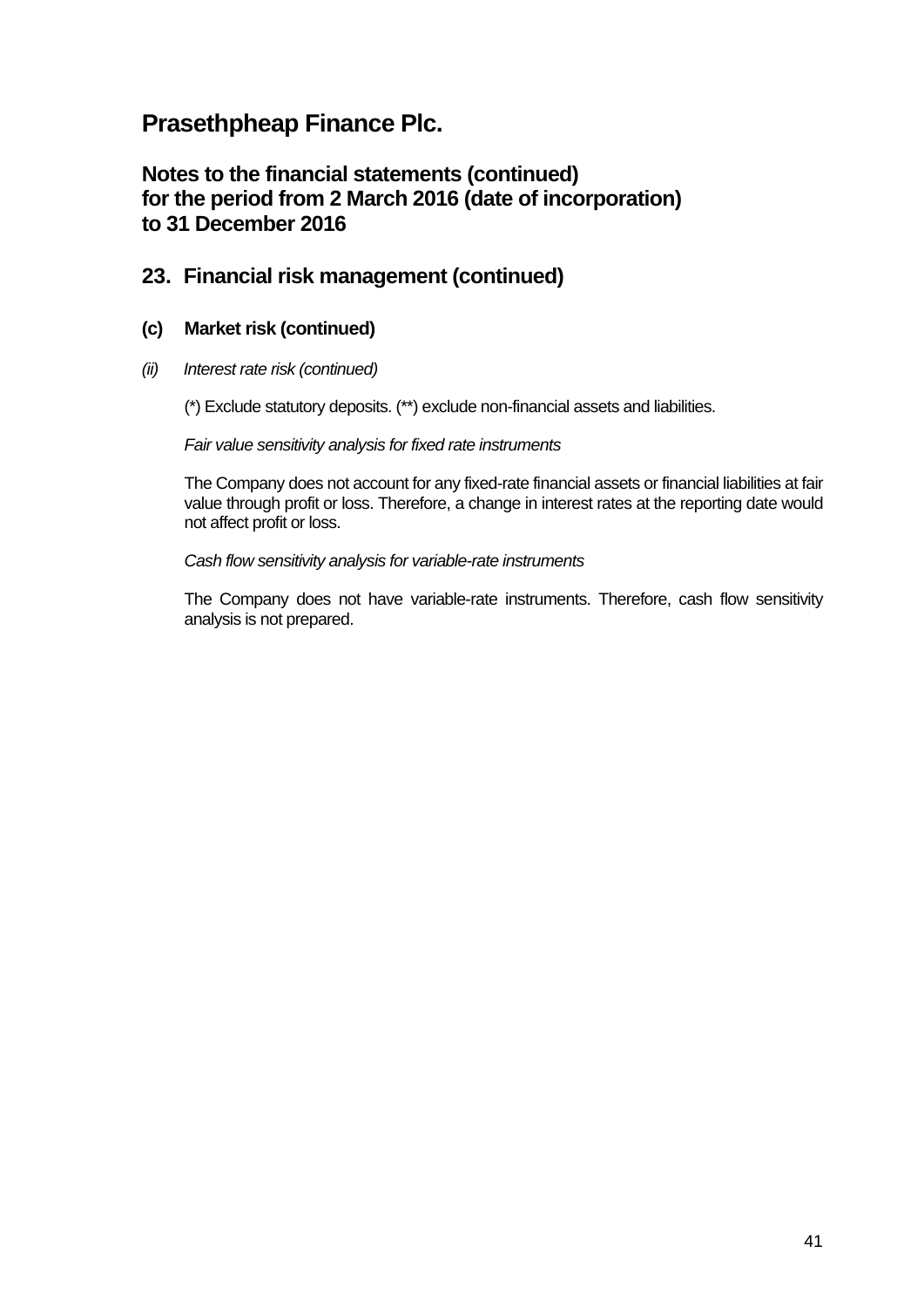# Prasethpheap Finance Plc.

## Notes to the financial statements (continued) for the period from 2 March 2016 (date of incorporation) to 31 December 2016

## 23. Financial risk management (continued)

### (c) Market risk (continued)

*(ii) Interest rate risk (continued)*

(*) Exclude statutory deposits. (**) exclude non-financial assets and liabilities.

*Fair value sensitivity analysis for fixed rate instruments*

The Company does not account for any fixed-rate financial assets or financial liabilities at fair value through profit or loss. Therefore, a change in interest rates at the reporting date would not affect profit or loss.

*Cash flow sensitivity analysis for variable-rate instruments*

The Company does not have variable-rate instruments. Therefore, cash flow sensitivity analysis is not prepared.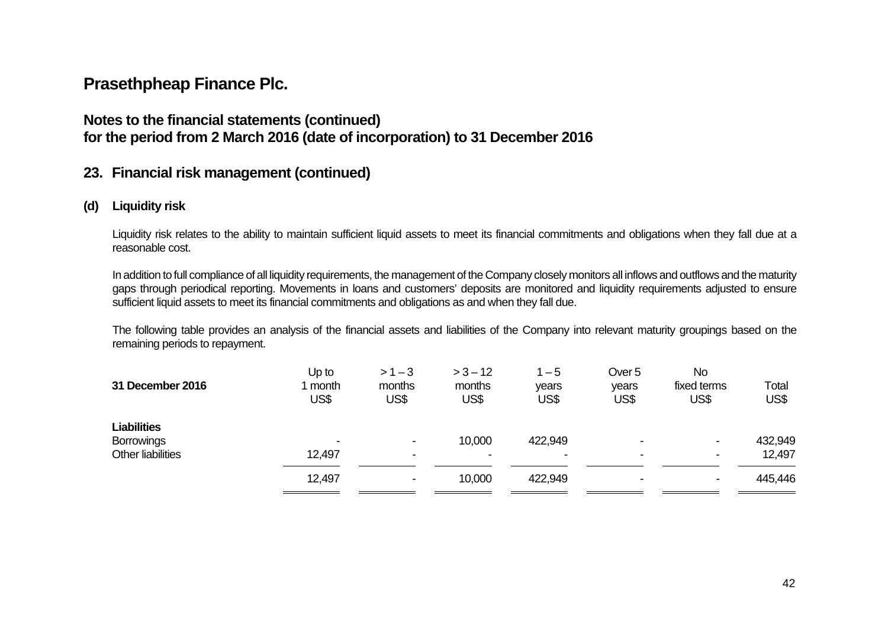# Prasethpheap Finance Plc.

## Notes to the financial statements (continued)
## for the period from 2 March 2016 (date of incorporation) to 31 December 2016

## 23. Financial risk management (continued)

### (d) Liquidity risk

Liquidity risk relates to the ability to maintain sufficient liquid assets to meet its financial commitments and obligations when they fall due at a reasonable cost.

In addition to full compliance of all liquidity requirements, the management of the Company closely monitors all inflows and outflows and the maturity gaps through periodical reporting. Movements in loans and customers' deposits are monitored and liquidity requirements adjusted to ensure sufficient liquid assets to meet its financial commitments and obligations as and when they fall due.

The following table provides an analysis of the financial assets and liabilities of the Company into relevant maturity groupings based on the remaining periods to repayment.

| 31 December 2016 | Up to 1 month US$ | > 1 – 3 months US$ | > 3 – 12 months US$ | 1 – 5 years US$ | Over 5 years US$ | No fixed terms US$ | Total US$ |
|---|---|---|---|---|---|---|---|
| **Liabilities** | | | | | | | |
| Borrowings | - | - | 10,000 | 422,949 | - | - | 432,949 |
| Other liabilities | 12,497 | - | - | - | - | - | 12,497 |
| | 12,497 | - | 10,000 | 422,949 | - | - | 445,446 |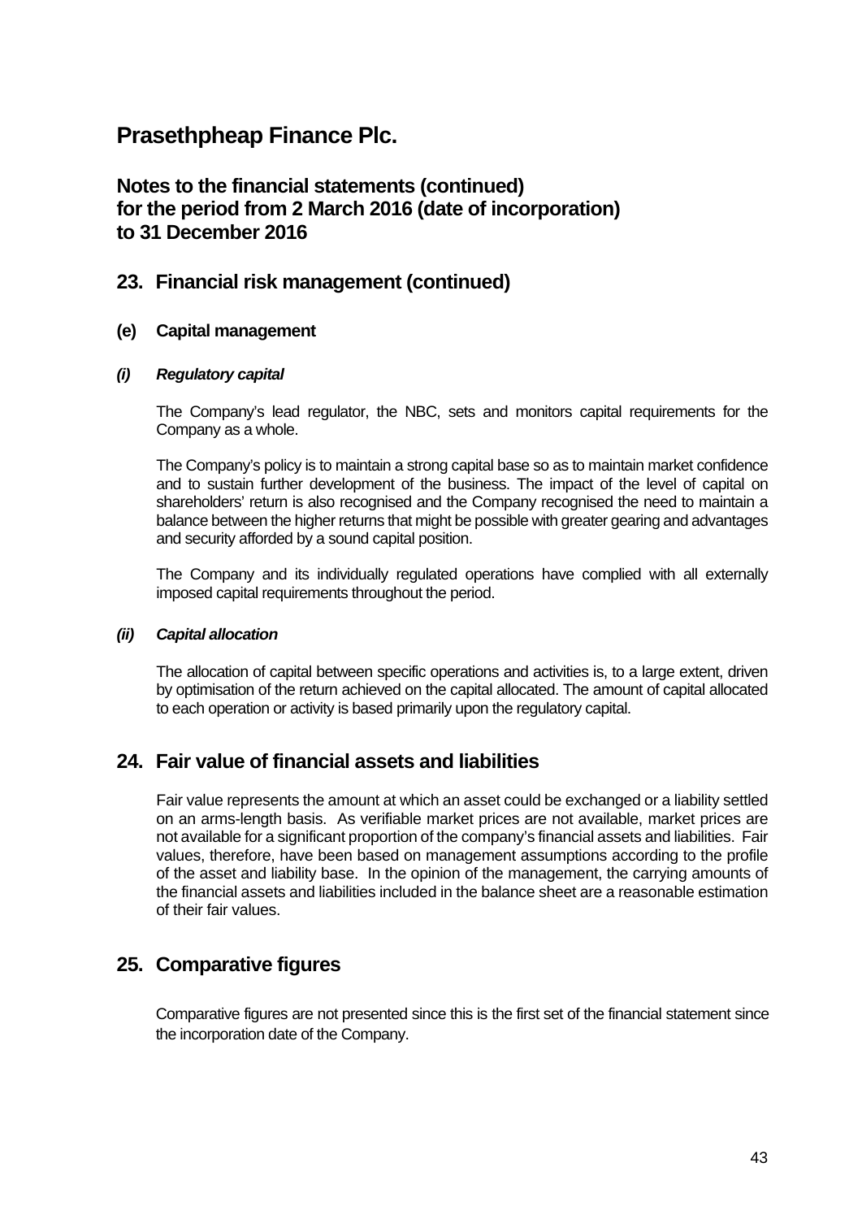# Prasethpheap Finance Plc.

## Notes to the financial statements (continued) for the period from 2 March 2016 (date of incorporation) to 31 December 2016

## 23. Financial risk management (continued)

### (e) Capital management

#### *(i) Regulatory capital*

The Company's lead regulator, the NBC, sets and monitors capital requirements for the Company as a whole.

The Company's policy is to maintain a strong capital base so as to maintain market confidence and to sustain further development of the business. The impact of the level of capital on shareholders' return is also recognised and the Company recognised the need to maintain a balance between the higher returns that might be possible with greater gearing and advantages and security afforded by a sound capital position.

The Company and its individually regulated operations have complied with all externally imposed capital requirements throughout the period.

#### *(ii) Capital allocation*

The allocation of capital between specific operations and activities is, to a large extent, driven by optimisation of the return achieved on the capital allocated. The amount of capital allocated to each operation or activity is based primarily upon the regulatory capital.

## 24. Fair value of financial assets and liabilities

Fair value represents the amount at which an asset could be exchanged or a liability settled on an arms-length basis. As verifiable market prices are not available, market prices are not available for a significant proportion of the company's financial assets and liabilities. Fair values, therefore, have been based on management assumptions according to the profile of the asset and liability base. In the opinion of the management, the carrying amounts of the financial assets and liabilities included in the balance sheet are a reasonable estimation of their fair values.

## 25. Comparative figures

Comparative figures are not presented since this is the first set of the financial statement since the incorporation date of the Company.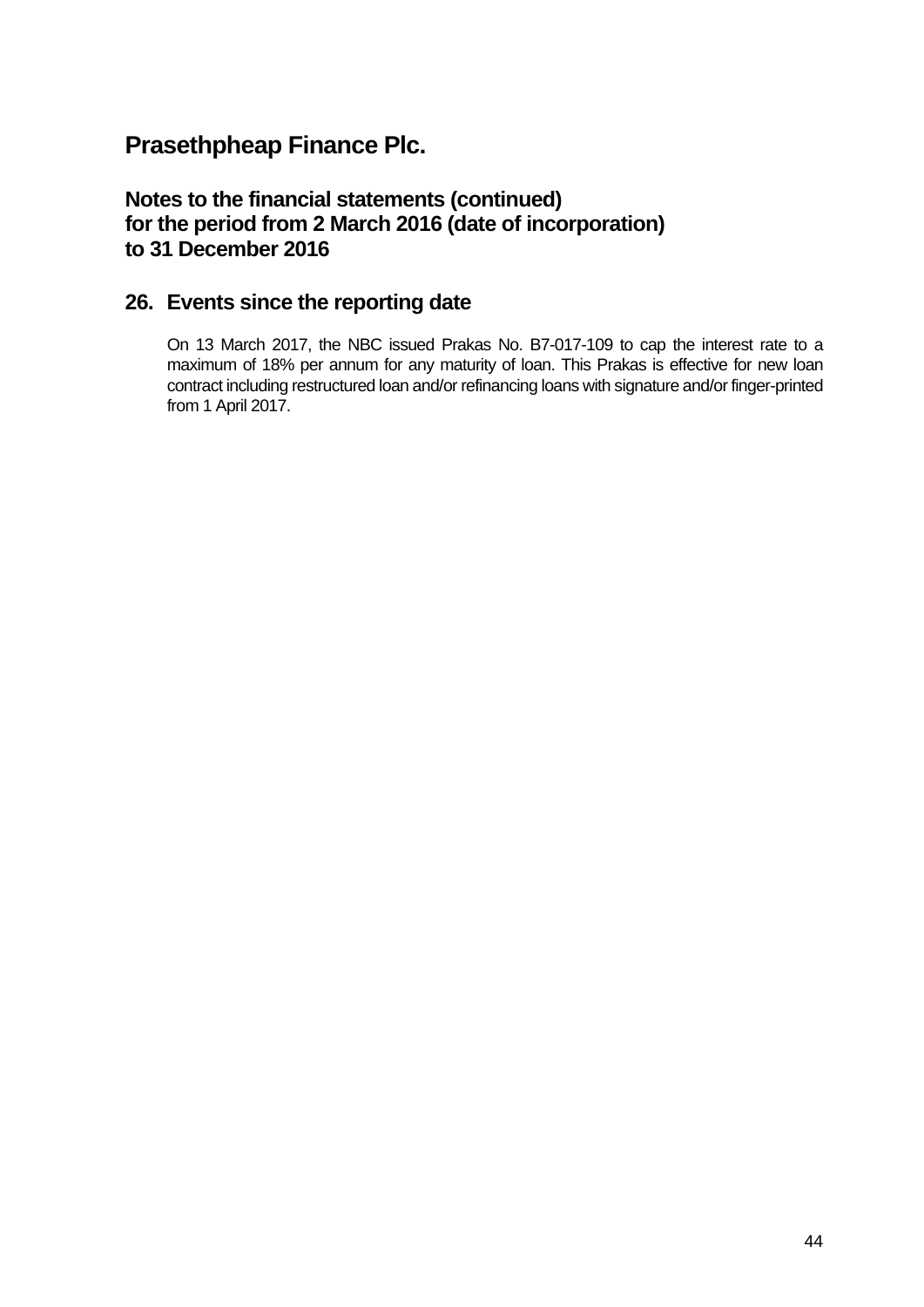# Prasethpheap Finance Plc.

## Notes to the financial statements (continued) for the period from 2 March 2016 (date of incorporation) to 31 December 2016

## 26. Events since the reporting date

On 13 March 2017, the NBC issued Prakas No. B7-017-109 to cap the interest rate to a maximum of 18% per annum for any maturity of loan. This Prakas is effective for new loan contract including restructured loan and/or refinancing loans with signature and/or finger-printed from 1 April 2017.